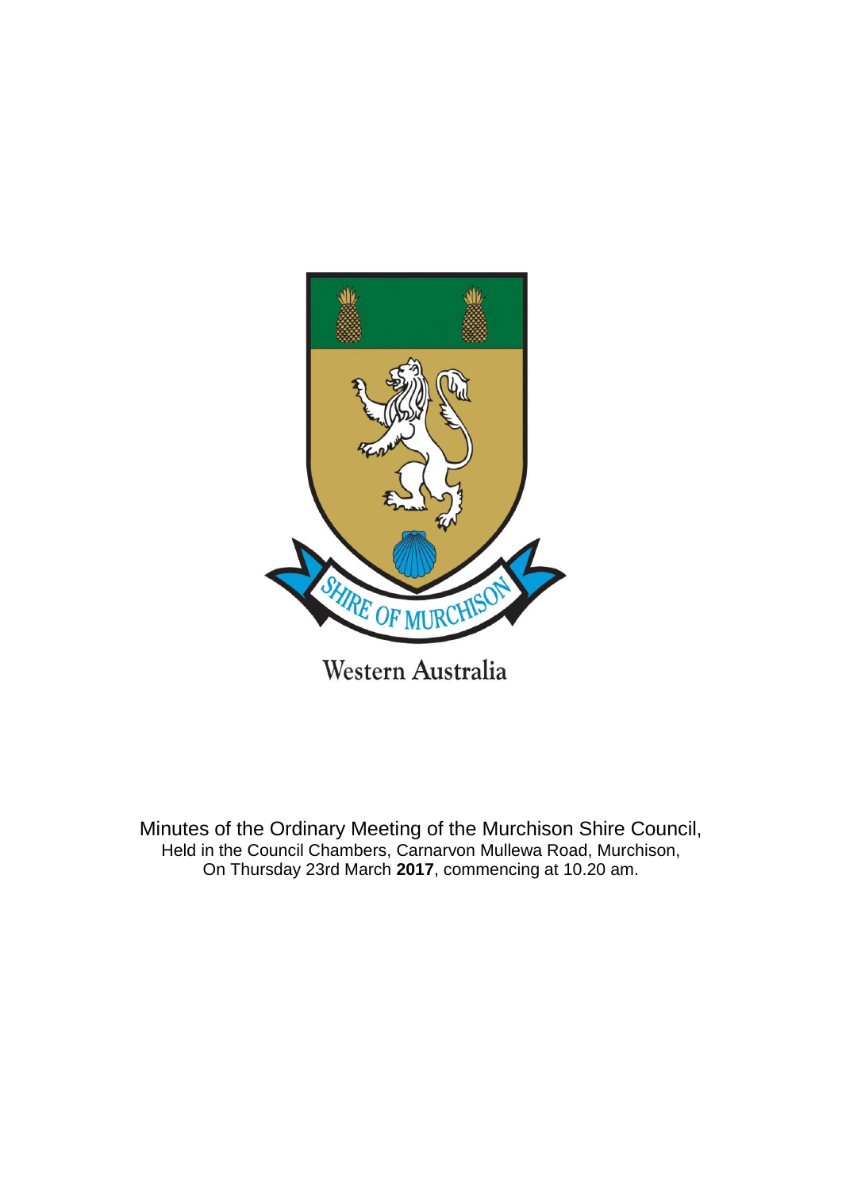SHIRE OF MURCHISON

Western Australia

Minutes of the Ordinary Meeting of the Murchison Shire Council,
Held in the Council Chambers, Carnarvon Mullewa Road, Murchison,
On Thursday 23rd March **2017**, commencing at 10.20 am.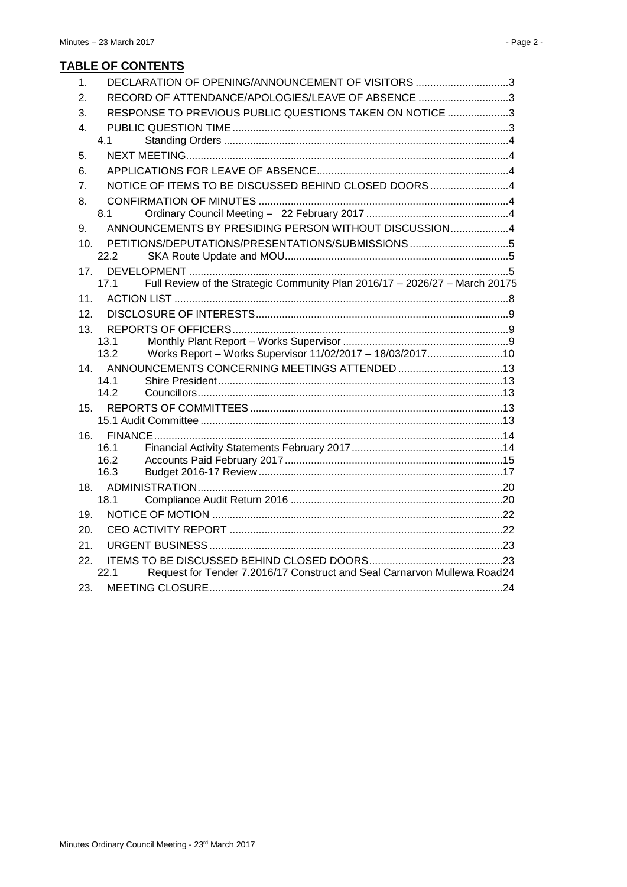## TABLE OF CONTENTS

1. DECLARATION OF OPENING/ANNOUNCEMENT OF VISITORS ................................3
2. RECORD OF ATTENDANCE/APOLOGIES/LEAVE OF ABSENCE ...............................3
3. RESPONSE TO PREVIOUS PUBLIC QUESTIONS TAKEN ON NOTICE .....................3
4. PUBLIC QUESTION TIME...............................................................................................3
   - 4.1 Standing Orders .................................................................................................4
5. NEXT MEETING..............................................................................................................4
6. APPLICATIONS FOR LEAVE OF ABSENCE.................................................................4
7. NOTICE OF ITEMS TO BE DISCUSSED BEHIND CLOSED DOORS...........................4
8. CONFIRMATION OF MINUTES .....................................................................................4
   - 8.1 Ordinary Council Meeting – 22 February 2017 .................................................4
9. ANNOUNCEMENTS BY PRESIDING PERSON WITHOUT DISCUSSION....................4
10. PETITIONS/DEPUTATIONS/PRESENTATIONS/SUBMISSIONS ..................................5
    - 22.2 SKA Route Update and MOU............................................................................5
17. DEVELOPMENT .............................................................................................................5
    - 17.1 Full Review of the Strategic Community Plan 2016/17 – 2026/27 – March 20175
11. ACTION LIST ..................................................................................................................8
12. DISCLOSURE OF INTERESTS......................................................................................9
13. REPORTS OF OFFICERS..............................................................................................9
    - 13.1 Monthly Plant Report – Works Supervisor .........................................................9
    - 13.2 Works Report – Works Supervisor 11/02/2017 – 18/03/2017..........................10
14. ANNOUNCEMENTS CONCERNING MEETINGS ATTENDED ....................................13
    - 14.1 Shire President.................................................................................................13
    - 14.2 Councillors........................................................................................................13
15. REPORTS OF COMMITTEES ......................................................................................13
    - 15.1 Audit Committee .......................................................................................13
16. FINANCE.......................................................................................................................14
    - 16.1 Financial Activity Statements February 2017....................................................14
    - 16.2 Accounts Paid February 2017...........................................................................15
    - 16.3 Budget 2016-17 Review...................................................................................17
18. ADMINISTRATION........................................................................................................20
    - 18.1 Compliance Audit Return 2016 .........................................................................20
19. NOTICE OF MOTION ...................................................................................................22
20. CEO ACTIVITY REPORT .............................................................................................22
21. URGENT BUSINESS ....................................................................................................23
22. ITEMS TO BE DISCUSSED BEHIND CLOSED DOORS..............................................23
    - 22.1 Request for Tender 7.2016/17 Construct and Seal Carnarvon Mullewa Road24
23. MEETING CLOSURE....................................................................................................24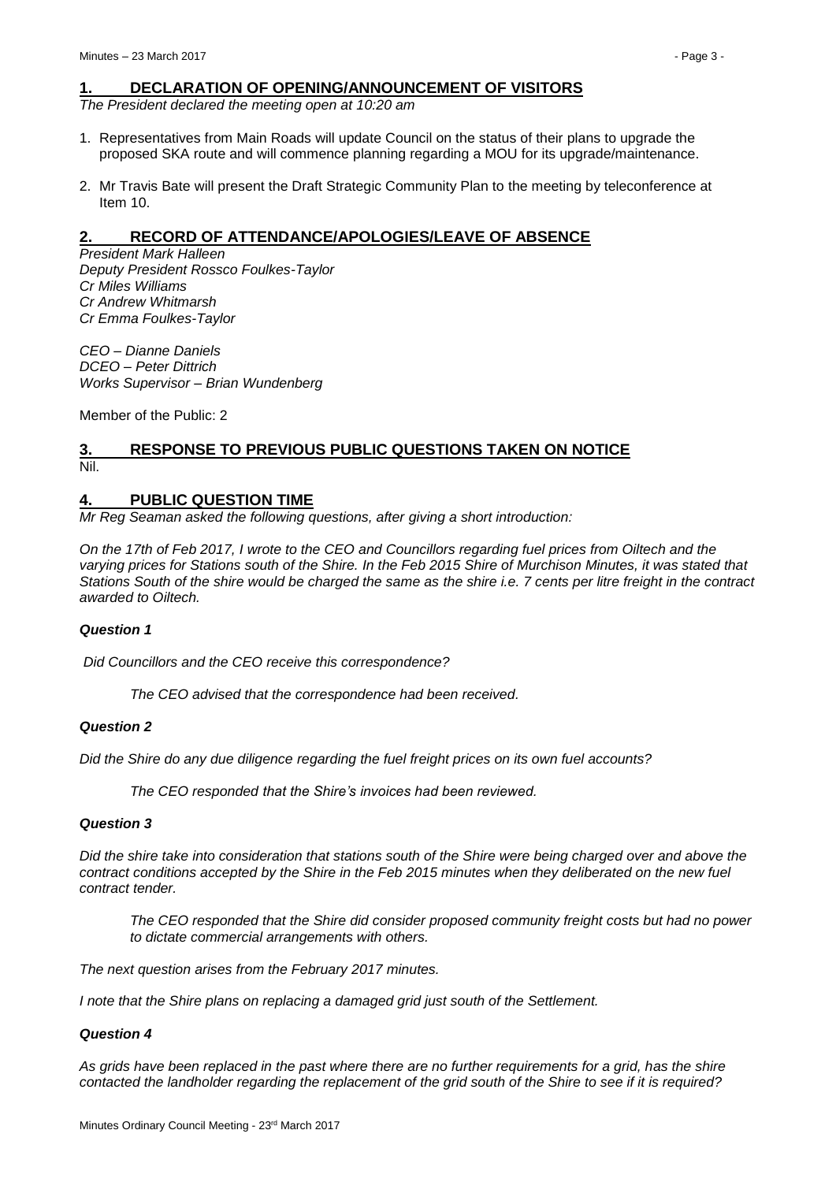## 1. DECLARATION OF OPENING/ANNOUNCEMENT OF VISITORS

*The President declared the meeting open at 10:20 am*

1. Representatives from Main Roads will update Council on the status of their plans to upgrade the proposed SKA route and will commence planning regarding a MOU for its upgrade/maintenance.
2. Mr Travis Bate will present the Draft Strategic Community Plan to the meeting by teleconference at Item 10.

## 2. RECORD OF ATTENDANCE/APOLOGIES/LEAVE OF ABSENCE

*President Mark Halleen*
*Deputy President Rossco Foulkes-Taylor*
*Cr Miles Williams*
*Cr Andrew Whitmarsh*
*Cr Emma Foulkes-Taylor*

*CEO – Dianne Daniels*
*DCEO – Peter Dittrich*
*Works Supervisor – Brian Wundenberg*

Member of the Public: 2

## 3. RESPONSE TO PREVIOUS PUBLIC QUESTIONS TAKEN ON NOTICE

Nil.

## 4. PUBLIC QUESTION TIME

*Mr Reg Seaman asked the following questions, after giving a short introduction:*

*On the 17th of Feb 2017, I wrote to the CEO and Councillors regarding fuel prices from Oiltech and the varying prices for Stations south of the Shire. In the Feb 2015 Shire of Murchison Minutes, it was stated that Stations South of the shire would be charged the same as the shire i.e. 7 cents per litre freight in the contract awarded to Oiltech.*

***Question 1***

*Did Councillors and the CEO receive this correspondence?*

> *The CEO advised that the correspondence had been received.*

***Question 2***

*Did the Shire do any due diligence regarding the fuel freight prices on its own fuel accounts?*

> *The CEO responded that the Shire's invoices had been reviewed.*

***Question 3***

*Did the shire take into consideration that stations south of the Shire were being charged over and above the contract conditions accepted by the Shire in the Feb 2015 minutes when they deliberated on the new fuel contract tender.*

> *The CEO responded that the Shire did consider proposed community freight costs but had no power to dictate commercial arrangements with others.*

*The next question arises from the February 2017 minutes.*

*I note that the Shire plans on replacing a damaged grid just south of the Settlement.*

***Question 4***

*As grids have been replaced in the past where there are no further requirements for a grid, has the shire contacted the landholder regarding the replacement of the grid south of the Shire to see if it is required?*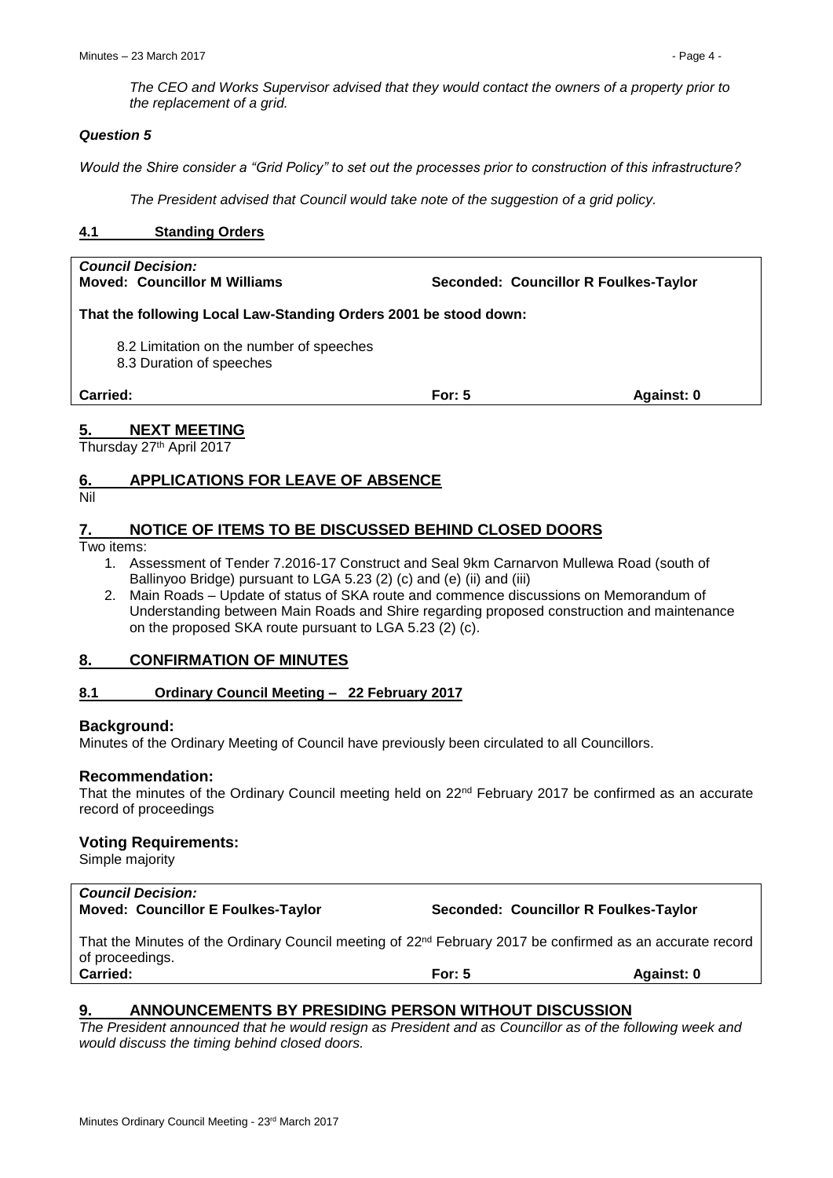*The CEO and Works Supervisor advised that they would contact the owners of a property prior to the replacement of a grid.*

***Question 5***

*Would the Shire consider a "Grid Policy" to set out the processes prior to construction of this infrastructure?*

*The President advised that Council would take note of the suggestion of a grid policy.*

#### 4.1 Standing Orders

***Council Decision:***
**Moved: Councillor M Williams** **Seconded: Councillor R Foulkes-Taylor**

**That the following Local Law-Standing Orders 2001 be stood down:**

8.2 Limitation on the number of speeches
8.3 Duration of speeches

**Carried:** **For: 5** **Against: 0**

## 5. NEXT MEETING

Thursday 27th April 2017

## 6. APPLICATIONS FOR LEAVE OF ABSENCE

Nil

## 7. NOTICE OF ITEMS TO BE DISCUSSED BEHIND CLOSED DOORS

Two items:

1. Assessment of Tender 7.2016-17 Construct and Seal 9km Carnarvon Mullewa Road (south of Ballinyoo Bridge) pursuant to LGA 5.23 (2) (c) and (e) (ii) and (iii)
2. Main Roads – Update of status of SKA route and commence discussions on Memorandum of Understanding between Main Roads and Shire regarding proposed construction and maintenance on the proposed SKA route pursuant to LGA 5.23 (2) (c).

## 8. CONFIRMATION OF MINUTES

#### 8.1 Ordinary Council Meeting – 22 February 2017

### Background:

Minutes of the Ordinary Meeting of Council have previously been circulated to all Councillors.

### Recommendation:

That the minutes of the Ordinary Council meeting held on 22nd February 2017 be confirmed as an accurate record of proceedings

### Voting Requirements:

Simple majority

***Council Decision:***
**Moved: Councillor E Foulkes-Taylor** **Seconded: Councillor R Foulkes-Taylor**

That the Minutes of the Ordinary Council meeting of 22nd February 2017 be confirmed as an accurate record of proceedings.

**Carried:** **For: 5** **Against: 0**

## 9. ANNOUNCEMENTS BY PRESIDING PERSON WITHOUT DISCUSSION

*The President announced that he would resign as President and as Councillor as of the following week and would discuss the timing behind closed doors.*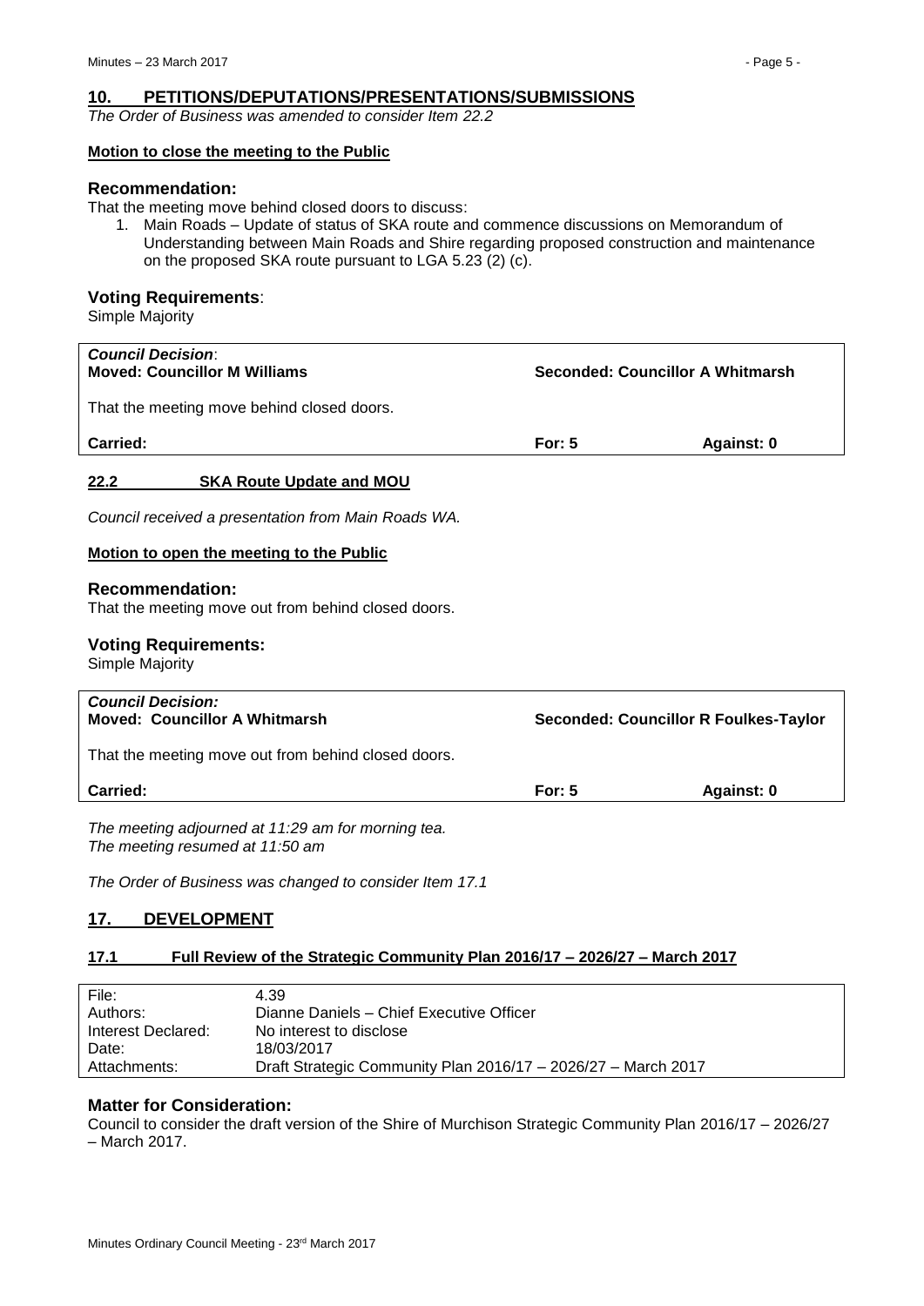## 10. PETITIONS/DEPUTATIONS/PRESENTATIONS/SUBMISSIONS

*The Order of Business was amended to consider Item 22.2*

**Motion to close the meeting to the Public**

### Recommendation:

That the meeting move behind closed doors to discuss:

1. Main Roads – Update of status of SKA route and commence discussions on Memorandum of Understanding between Main Roads and Shire regarding proposed construction and maintenance on the proposed SKA route pursuant to LGA 5.23 (2) (c).

### Voting Requirements:

Simple Majority

| ***Council Decision*:** | | |
|---|---|---|
| **Moved: Councillor M Williams** | **Seconded: Councillor A Whitmarsh** | |
| That the meeting move behind closed doors. | | |
| **Carried:** | **For: 5** | **Against: 0** |

### 22.2 SKA Route Update and MOU

*Council received a presentation from Main Roads WA.*

**Motion to open the meeting to the Public**

### Recommendation:

That the meeting move out from behind closed doors.

### Voting Requirements:

Simple Majority

| ***Council Decision:*** | | |
|---|---|---|
| **Moved: Councillor A Whitmarsh** | **Seconded: Councillor R Foulkes-Taylor** | |
| That the meeting move out from behind closed doors. | | |
| **Carried:** | **For: 5** | **Against: 0** |

*The meeting adjourned at 11:29 am for morning tea.*
*The meeting resumed at 11:50 am*

*The Order of Business was changed to consider Item 17.1*

## 17. DEVELOPMENT

### 17.1 Full Review of the Strategic Community Plan 2016/17 – 2026/27 – March 2017

| | |
|---|---|
| File: | 4.39 |
| Authors: | Dianne Daniels – Chief Executive Officer |
| Interest Declared: | No interest to disclose |
| Date: | 18/03/2017 |
| Attachments: | Draft Strategic Community Plan 2016/17 – 2026/27 – March 2017 |

### Matter for Consideration:

Council to consider the draft version of the Shire of Murchison Strategic Community Plan 2016/17 – 2026/27 – March 2017.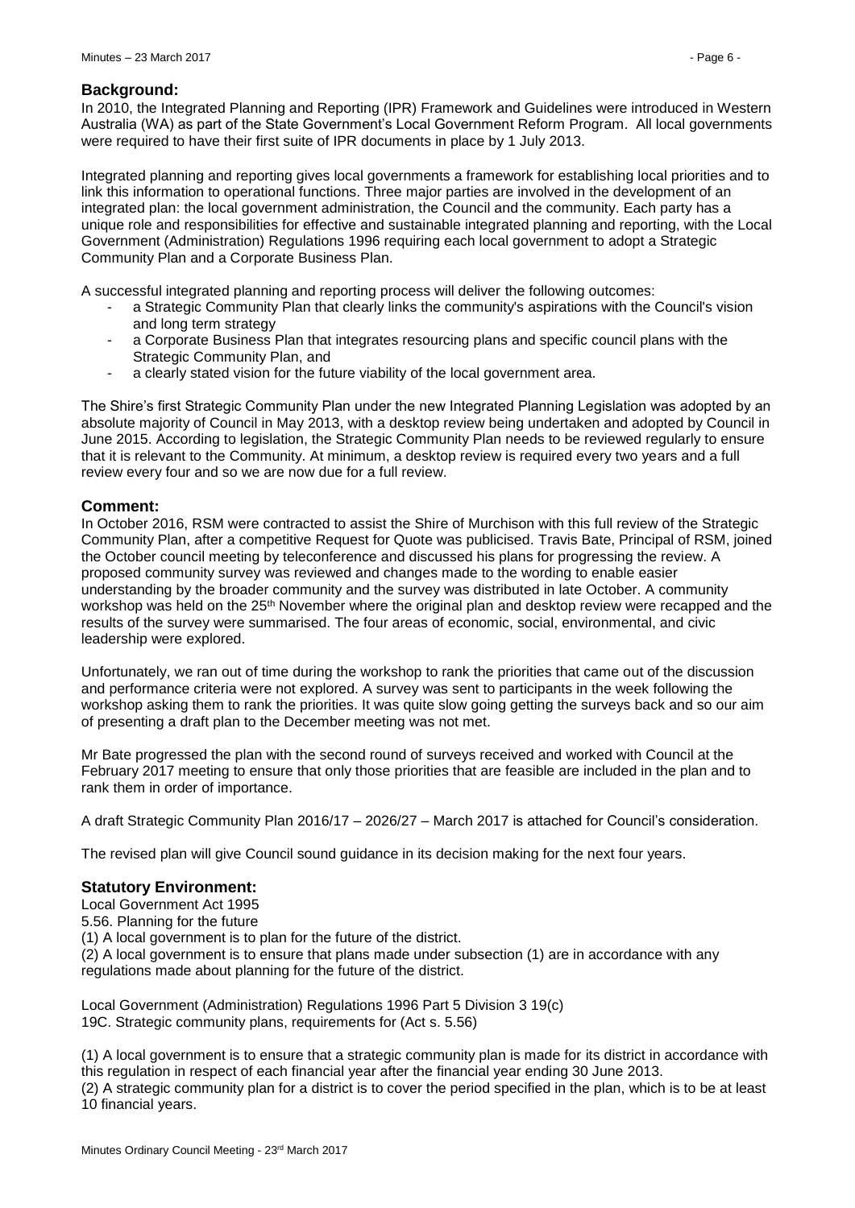## Background:

In 2010, the Integrated Planning and Reporting (IPR) Framework and Guidelines were introduced in Western Australia (WA) as part of the State Government's Local Government Reform Program. All local governments were required to have their first suite of IPR documents in place by 1 July 2013.

Integrated planning and reporting gives local governments a framework for establishing local priorities and to link this information to operational functions. Three major parties are involved in the development of an integrated plan: the local government administration, the Council and the community. Each party has a unique role and responsibilities for effective and sustainable integrated planning and reporting, with the Local Government (Administration) Regulations 1996 requiring each local government to adopt a Strategic Community Plan and a Corporate Business Plan.

A successful integrated planning and reporting process will deliver the following outcomes:

- a Strategic Community Plan that clearly links the community's aspirations with the Council's vision and long term strategy
- a Corporate Business Plan that integrates resourcing plans and specific council plans with the Strategic Community Plan, and
- a clearly stated vision for the future viability of the local government area.

The Shire's first Strategic Community Plan under the new Integrated Planning Legislation was adopted by an absolute majority of Council in May 2013, with a desktop review being undertaken and adopted by Council in June 2015. According to legislation, the Strategic Community Plan needs to be reviewed regularly to ensure that it is relevant to the Community. At minimum, a desktop review is required every two years and a full review every four and so we are now due for a full review.

## Comment:

In October 2016, RSM were contracted to assist the Shire of Murchison with this full review of the Strategic Community Plan, after a competitive Request for Quote was publicised. Travis Bate, Principal of RSM, joined the October council meeting by teleconference and discussed his plans for progressing the review. A proposed community survey was reviewed and changes made to the wording to enable easier understanding by the broader community and the survey was distributed in late October. A community workshop was held on the 25th November where the original plan and desktop review were recapped and the results of the survey were summarised. The four areas of economic, social, environmental, and civic leadership were explored.

Unfortunately, we ran out of time during the workshop to rank the priorities that came out of the discussion and performance criteria were not explored. A survey was sent to participants in the week following the workshop asking them to rank the priorities. It was quite slow going getting the surveys back and so our aim of presenting a draft plan to the December meeting was not met.

Mr Bate progressed the plan with the second round of surveys received and worked with Council at the February 2017 meeting to ensure that only those priorities that are feasible are included in the plan and to rank them in order of importance.

A draft Strategic Community Plan 2016/17 – 2026/27 – March 2017 is attached for Council's consideration.

The revised plan will give Council sound guidance in its decision making for the next four years.

## Statutory Environment:

Local Government Act 1995
5.56. Planning for the future
(1) A local government is to plan for the future of the district.
(2) A local government is to ensure that plans made under subsection (1) are in accordance with any regulations made about planning for the future of the district.

Local Government (Administration) Regulations 1996 Part 5 Division 3 19(c)
19C. Strategic community plans, requirements for (Act s. 5.56)

(1) A local government is to ensure that a strategic community plan is made for its district in accordance with this regulation in respect of each financial year after the financial year ending 30 June 2013.
(2) A strategic community plan for a district is to cover the period specified in the plan, which is to be at least 10 financial years.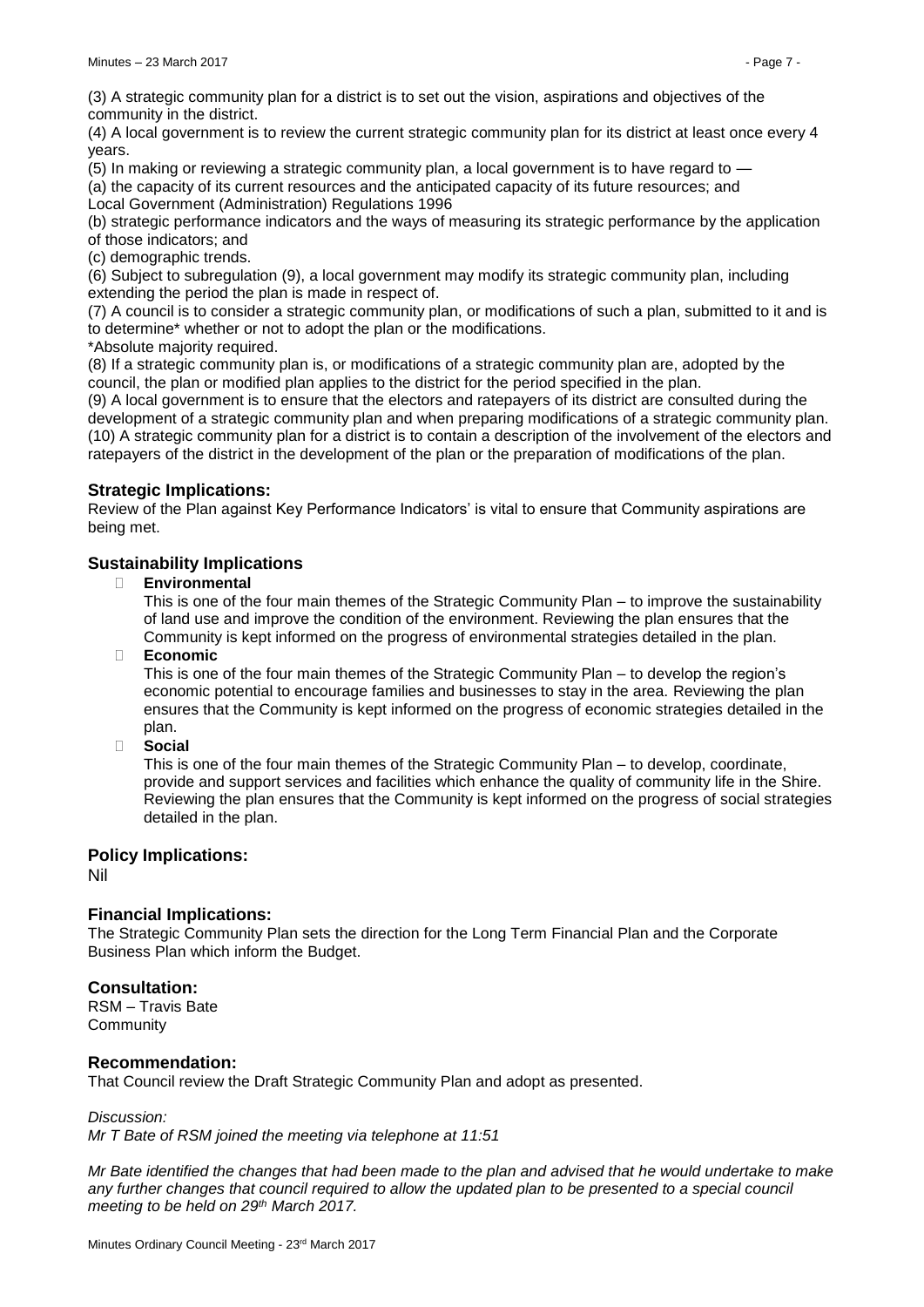(3) A strategic community plan for a district is to set out the vision, aspirations and objectives of the community in the district.

(4) A local government is to review the current strategic community plan for its district at least once every 4 years.

(5) In making or reviewing a strategic community plan, a local government is to have regard to —

(a) the capacity of its current resources and the anticipated capacity of its future resources; and

Local Government (Administration) Regulations 1996

(b) strategic performance indicators and the ways of measuring its strategic performance by the application of those indicators; and

(c) demographic trends.

(6) Subject to subregulation (9), a local government may modify its strategic community plan, including extending the period the plan is made in respect of.

(7) A council is to consider a strategic community plan, or modifications of such a plan, submitted to it and is to determine* whether or not to adopt the plan or the modifications.

*Absolute majority required.

(8) If a strategic community plan is, or modifications of a strategic community plan are, adopted by the council, the plan or modified plan applies to the district for the period specified in the plan.

(9) A local government is to ensure that the electors and ratepayers of its district are consulted during the development of a strategic community plan and when preparing modifications of a strategic community plan.

(10) A strategic community plan for a district is to contain a description of the involvement of the electors and ratepayers of the district in the development of the plan or the preparation of modifications of the plan.

### Strategic Implications:

Review of the Plan against Key Performance Indicators' is vital to ensure that Community aspirations are being met.

### Sustainability Implications

- **Environmental**

  This is one of the four main themes of the Strategic Community Plan – to improve the sustainability of land use and improve the condition of the environment. Reviewing the plan ensures that the Community is kept informed on the progress of environmental strategies detailed in the plan.

- **Economic**

  This is one of the four main themes of the Strategic Community Plan – to develop the region's economic potential to encourage families and businesses to stay in the area. Reviewing the plan ensures that the Community is kept informed on the progress of economic strategies detailed in the plan.

- **Social**

  This is one of the four main themes of the Strategic Community Plan – to develop, coordinate, provide and support services and facilities which enhance the quality of community life in the Shire. Reviewing the plan ensures that the Community is kept informed on the progress of social strategies detailed in the plan.

### Policy Implications:

Nil

### Financial Implications:

The Strategic Community Plan sets the direction for the Long Term Financial Plan and the Corporate Business Plan which inform the Budget.

### Consultation:

RSM – Travis Bate
Community

### Recommendation:

That Council review the Draft Strategic Community Plan and adopt as presented.

*Discussion:*

*Mr T Bate of RSM joined the meeting via telephone at 11:51*

*Mr Bate identified the changes that had been made to the plan and advised that he would undertake to make any further changes that council required to allow the updated plan to be presented to a special council meeting to be held on 29th March 2017.*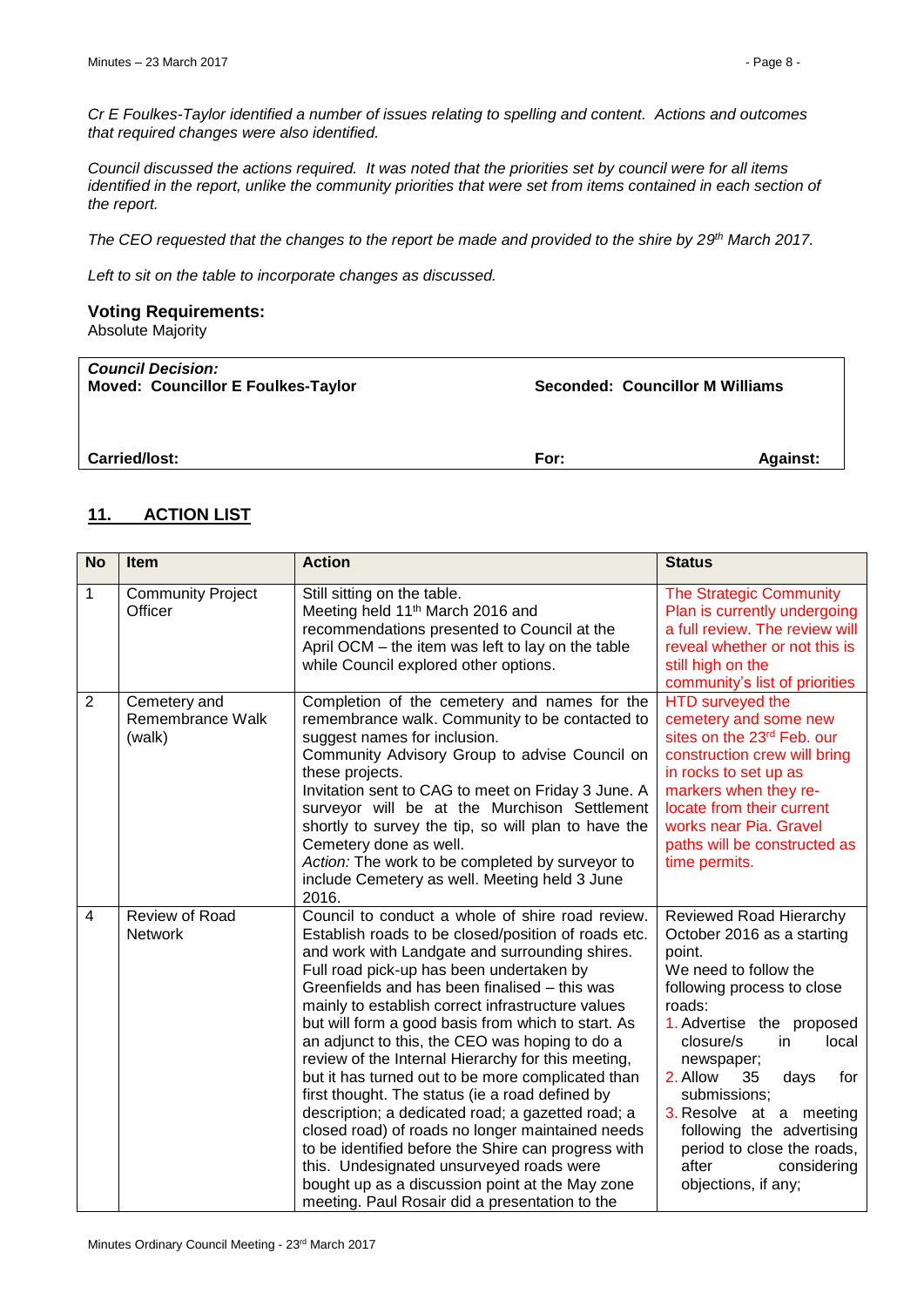*Cr E Foulkes-Taylor identified a number of issues relating to spelling and content. Actions and outcomes that required changes were also identified.*

*Council discussed the actions required. It was noted that the priorities set by council were for all items identified in the report, unlike the community priorities that were set from items contained in each section of the report.*

*The CEO requested that the changes to the report be made and provided to the shire by 29th March 2017.*

*Left to sit on the table to incorporate changes as discussed.*

### Voting Requirements:

Absolute Majority

| ***Council Decision:*** **Moved: Councillor E Foulkes-Taylor** | **Seconded: Councillor M Williams** | |
|---|---|---|
| **Carried/lost:** | **For:** | **Against:** |

## 11. ACTION LIST

| No | Item | Action | Status |
|---|---|---|---|
| 1 | Community Project Officer | Still sitting on the table.<br>Meeting held 11th March 2016 and recommendations presented to Council at the April OCM – the item was left to lay on the table while Council explored other options. | The Strategic Community Plan is currently undergoing a full review. The review will reveal whether or not this is still high on the community's list of priorities |
| 2 | Cemetery and Remembrance Walk (walk) | Completion of the cemetery and names for the remembrance walk. Community to be contacted to suggest names for inclusion.<br>Community Advisory Group to advise Council on these projects.<br>Invitation sent to CAG to meet on Friday 3 June. A surveyor will be at the Murchison Settlement shortly to survey the tip, so will plan to have the Cemetery done as well.<br>*Action:* The work to be completed by surveyor to include Cemetery as well. Meeting held 3 June 2016. | HTD surveyed the cemetery and some new sites on the 23rd Feb. our construction crew will bring in rocks to set up as markers when they re-locate from their current works near Pia. Gravel paths will be constructed as time permits. |
| 4 | Review of Road Network | Council to conduct a whole of shire road review. Establish roads to be closed/position of roads etc. and work with Landgate and surrounding shires.<br>Full road pick-up has been undertaken by Greenfields and has been finalised – this was mainly to establish correct infrastructure values but will form a good basis from which to start. As an adjunct to this, the CEO was hoping to do a review of the Internal Hierarchy for this meeting, but it has turned out to be more complicated than first thought. The status (ie a road defined by description; a dedicated road; a gazetted road; a closed road) of roads no longer maintained needs to be identified before the Shire can progress with this. Undesignated unsurveyed roads were bought up as a discussion point at the May zone meeting. Paul Rosair did a presentation to the | Reviewed Road Hierarchy October 2016 as a starting point.<br>We need to follow the following process to close roads:<br>1. Advertise the proposed closure/s in local newspaper;<br>2. Allow 35 days for submissions;<br>3. Resolve at a meeting following the advertising period to close the roads, after considering objections, if any; |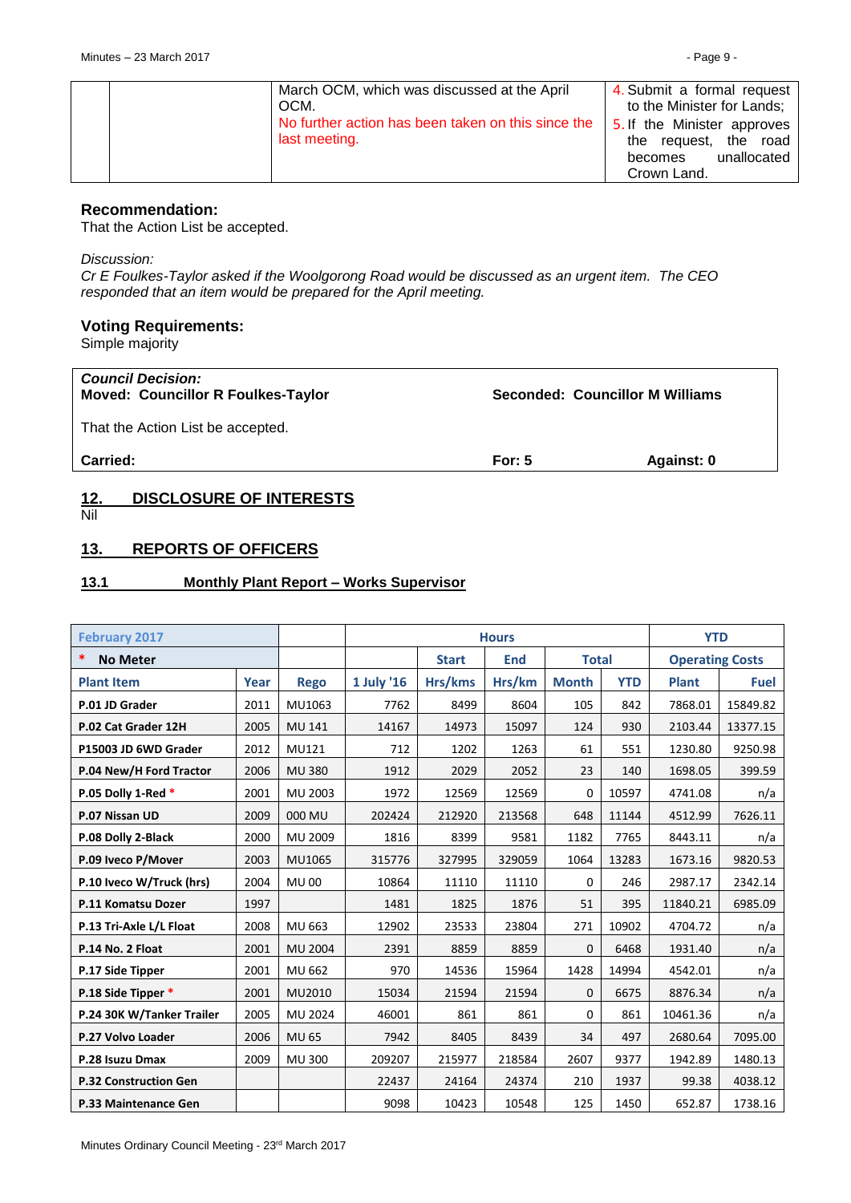| | | March OCM, which was discussed at the April OCM. No further action has been taken on this since the last meeting. | 4. Submit a formal request to the Minister for Lands; 5. If the Minister approves the request, the road becomes unallocated Crown Land. |
|---|---|---|---|

### Recommendation:

That the Action List be accepted.

*Discussion:*

*Cr E Foulkes-Taylor asked if the Woolgorong Road would be discussed as an urgent item. The CEO responded that an item would be prepared for the April meeting.*

### Voting Requirements:

Simple majority

| ***Council Decision:*** | | |
|---|---|---|
| **Moved: Councillor R Foulkes-Taylor** | **Seconded: Councillor M Williams** | |
| That the Action List be accepted. | | |
| **Carried:** | **For: 5** | **Against: 0** |

## 12. DISCLOSURE OF INTERESTS

Nil

## 13. REPORTS OF OFFICERS

### 13.1 Monthly Plant Report – Works Supervisor

| February 2017 | | | Hours | | | | | YTD | |
|---|---|---|---|---|---|---|---|---|---|
| * No Meter | | | | Start | End | Total | | Operating Costs | |
| Plant Item | Year | Rego | 1 July '16 | Hrs/kms | Hrs/km | Month | YTD | Plant | Fuel |
| P.01 JD Grader | 2011 | MU1063 | 7762 | 8499 | 8604 | 105 | 842 | 7868.01 | 15849.82 |
| P.02 Cat Grader 12H | 2005 | MU 141 | 14167 | 14973 | 15097 | 124 | 930 | 2103.44 | 13377.15 |
| P15003 JD 6WD Grader | 2012 | MU121 | 712 | 1202 | 1263 | 61 | 551 | 1230.80 | 9250.98 |
| P.04 New/H Ford Tractor | 2006 | MU 380 | 1912 | 2029 | 2052 | 23 | 140 | 1698.05 | 399.59 |
| P.05 Dolly 1-Red * | 2001 | MU 2003 | 1972 | 12569 | 12569 | 0 | 10597 | 4741.08 | n/a |
| P.07 Nissan UD | 2009 | 000 MU | 202424 | 212920 | 213568 | 648 | 11144 | 4512.99 | 7626.11 |
| P.08 Dolly 2-Black | 2000 | MU 2009 | 1816 | 8399 | 9581 | 1182 | 7765 | 8443.11 | n/a |
| P.09 Iveco P/Mover | 2003 | MU1065 | 315776 | 327995 | 329059 | 1064 | 13283 | 1673.16 | 9820.53 |
| P.10 Iveco W/Truck (hrs) | 2004 | MU 00 | 10864 | 11110 | 11110 | 0 | 246 | 2987.17 | 2342.14 |
| P.11 Komatsu Dozer | 1997 | | 1481 | 1825 | 1876 | 51 | 395 | 11840.21 | 6985.09 |
| P.13 Tri-Axle L/L Float | 2008 | MU 663 | 12902 | 23533 | 23804 | 271 | 10902 | 4704.72 | n/a |
| P.14 No. 2 Float | 2001 | MU 2004 | 2391 | 8859 | 8859 | 0 | 6468 | 1931.40 | n/a |
| P.17 Side Tipper | 2001 | MU 662 | 970 | 14536 | 15964 | 1428 | 14994 | 4542.01 | n/a |
| P.18 Side Tipper * | 2001 | MU2010 | 15034 | 21594 | 21594 | 0 | 6675 | 8876.34 | n/a |
| P.24 30K W/Tanker Trailer | 2005 | MU 2024 | 46001 | 861 | 861 | 0 | 861 | 10461.36 | n/a |
| P.27 Volvo Loader | 2006 | MU 65 | 7942 | 8405 | 8439 | 34 | 497 | 2680.64 | 7095.00 |
| P.28 Isuzu Dmax | 2009 | MU 300 | 209207 | 215977 | 218584 | 2607 | 9377 | 1942.89 | 1480.13 |
| P.32 Construction Gen | | | 22437 | 24164 | 24374 | 210 | 1937 | 99.38 | 4038.12 |
| P.33 Maintenance Gen | | | 9098 | 10423 | 10548 | 125 | 1450 | 652.87 | 1738.16 |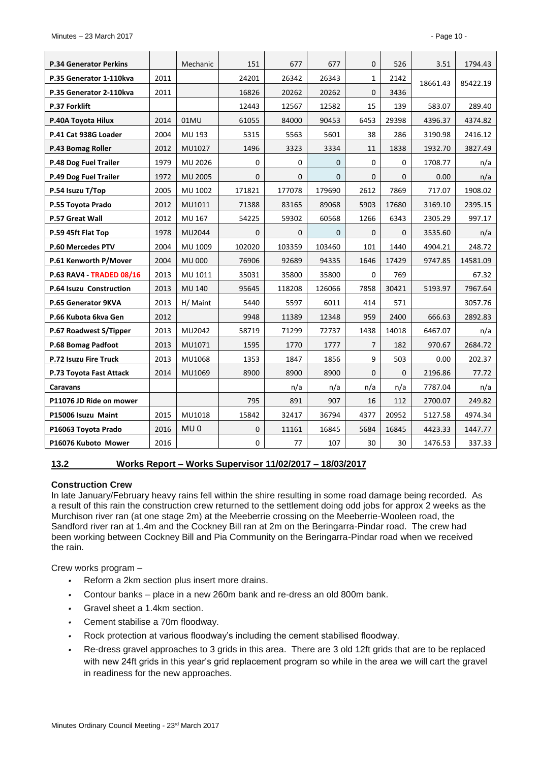| | | | | | | | | | |
|---|---|---|---|---|---|---|---|---|---|
| **P.34 Generator Perkins** | | Mechanic | 151 | 677 | 677 | 0 | 526 | 3.51 | 1794.43 |
| **P.35 Generator 1-110kva** | 2011 | | 24201 | 26342 | 26343 | 1 | 2142 | 18661.43 | 85422.19 |
| **P.35 Generator 2-110kva** | 2011 | | 16826 | 20262 | 20262 | 0 | 3436 | | |
| **P.37 Forklift** | | | 12443 | 12567 | 12582 | 15 | 139 | 583.07 | 289.40 |
| **P.40A Toyota Hilux** | 2014 | 01MU | 61055 | 84000 | 90453 | 6453 | 29398 | 4396.37 | 4374.82 |
| **P.41 Cat 938G Loader** | 2004 | MU 193 | 5315 | 5563 | 5601 | 38 | 286 | 3190.98 | 2416.12 |
| **P.43 Bomag Roller** | 2012 | MU1027 | 1496 | 3323 | 3334 | 11 | 1838 | 1932.70 | 3827.49 |
| **P.48 Dog Fuel Trailer** | 1979 | MU 2026 | 0 | 0 | 0 | 0 | 0 | 1708.77 | n/a |
| **P.49 Dog Fuel Trailer** | 1972 | MU 2005 | 0 | 0 | 0 | 0 | 0 | 0.00 | n/a |
| **P.54 Isuzu T/Top** | 2005 | MU 1002 | 171821 | 177078 | 179690 | 2612 | 7869 | 717.07 | 1908.02 |
| **P.55 Toyota Prado** | 2012 | MU1011 | 71388 | 83165 | 89068 | 5903 | 17680 | 3169.10 | 2395.15 |
| **P.57 Great Wall** | 2012 | MU 167 | 54225 | 59302 | 60568 | 1266 | 6343 | 2305.29 | 997.17 |
| **P.59 45ft Flat Top** | 1978 | MU2044 | 0 | 0 | 0 | 0 | 0 | 3535.60 | n/a |
| **P.60 Mercedes PTV** | 2004 | MU 1009 | 102020 | 103359 | 103460 | 101 | 1440 | 4904.21 | 248.72 |
| **P.61 Kenworth P/Mover** | 2004 | MU 000 | 76906 | 92689 | 94335 | 1646 | 17429 | 9747.85 | 14581.09 |
| **P.63 RAV4 - TRADED 08/16** | 2013 | MU 1011 | 35031 | 35800 | 35800 | 0 | 769 | | 67.32 |
| **P.64 Isuzu Construction** | 2013 | MU 140 | 95645 | 118208 | 126066 | 7858 | 30421 | 5193.97 | 7967.64 |
| **P.65 Generator 9KVA** | 2013 | H/ Maint | 5440 | 5597 | 6011 | 414 | 571 | | 3057.76 |
| **P.66 Kubota 6kva Gen** | 2012 | | 9948 | 11389 | 12348 | 959 | 2400 | 666.63 | 2892.83 |
| **P.67 Roadwest S/Tipper** | 2013 | MU2042 | 58719 | 71299 | 72737 | 1438 | 14018 | 6467.07 | n/a |
| **P.68 Bomag Padfoot** | 2013 | MU1071 | 1595 | 1770 | 1777 | 7 | 182 | 970.67 | 2684.72 |
| **P.72 Isuzu Fire Truck** | 2013 | MU1068 | 1353 | 1847 | 1856 | 9 | 503 | 0.00 | 202.37 |
| **P.73 Toyota Fast Attack** | 2014 | MU1069 | 8900 | 8900 | 8900 | 0 | 0 | 2196.86 | 77.72 |
| **Caravans** | | | | n/a | n/a | n/a | n/a | 7787.04 | n/a |
| **P11076 JD Ride on mower** | | | 795 | 891 | 907 | 16 | 112 | 2700.07 | 249.82 |
| **P15006 Isuzu Maint** | 2015 | MU1018 | 15842 | 32417 | 36794 | 4377 | 20952 | 5127.58 | 4974.34 |
| **P16063 Toyota Prado** | 2016 | MU 0 | 0 | 11161 | 16845 | 5684 | 16845 | 4423.33 | 1447.77 |
| **P16076 Kuboto Mower** | 2016 | | 0 | 77 | 107 | 30 | 30 | 1476.53 | 337.33 |

## 13.2 Works Report – Works Supervisor 11/02/2017 – 18/03/2017

**Construction Crew**

In late January/February heavy rains fell within the shire resulting in some road damage being recorded. As a result of this rain the construction crew returned to the settlement doing odd jobs for approx 2 weeks as the Murchison river ran (at one stage 2m) at the Meeberrie crossing on the Meeberrie-Wooleen road, the Sandford river ran at 1.4m and the Cockney Bill ran at 2m on the Beringarra-Pindar road. The crew had been working between Cockney Bill and Pia Community on the Beringarra-Pindar road when we received the rain.

Crew works program –

- Reform a 2km section plus insert more drains.
- Contour banks – place in a new 260m bank and re-dress an old 800m bank.
- Gravel sheet a 1.4km section.
- Cement stabilise a 70m floodway.
- Rock protection at various floodway's including the cement stabilised floodway.
- Re-dress gravel approaches to 3 grids in this area. There are 3 old 12ft grids that are to be replaced with new 24ft grids in this year's grid replacement program so while in the area we will cart the gravel in readiness for the new approaches.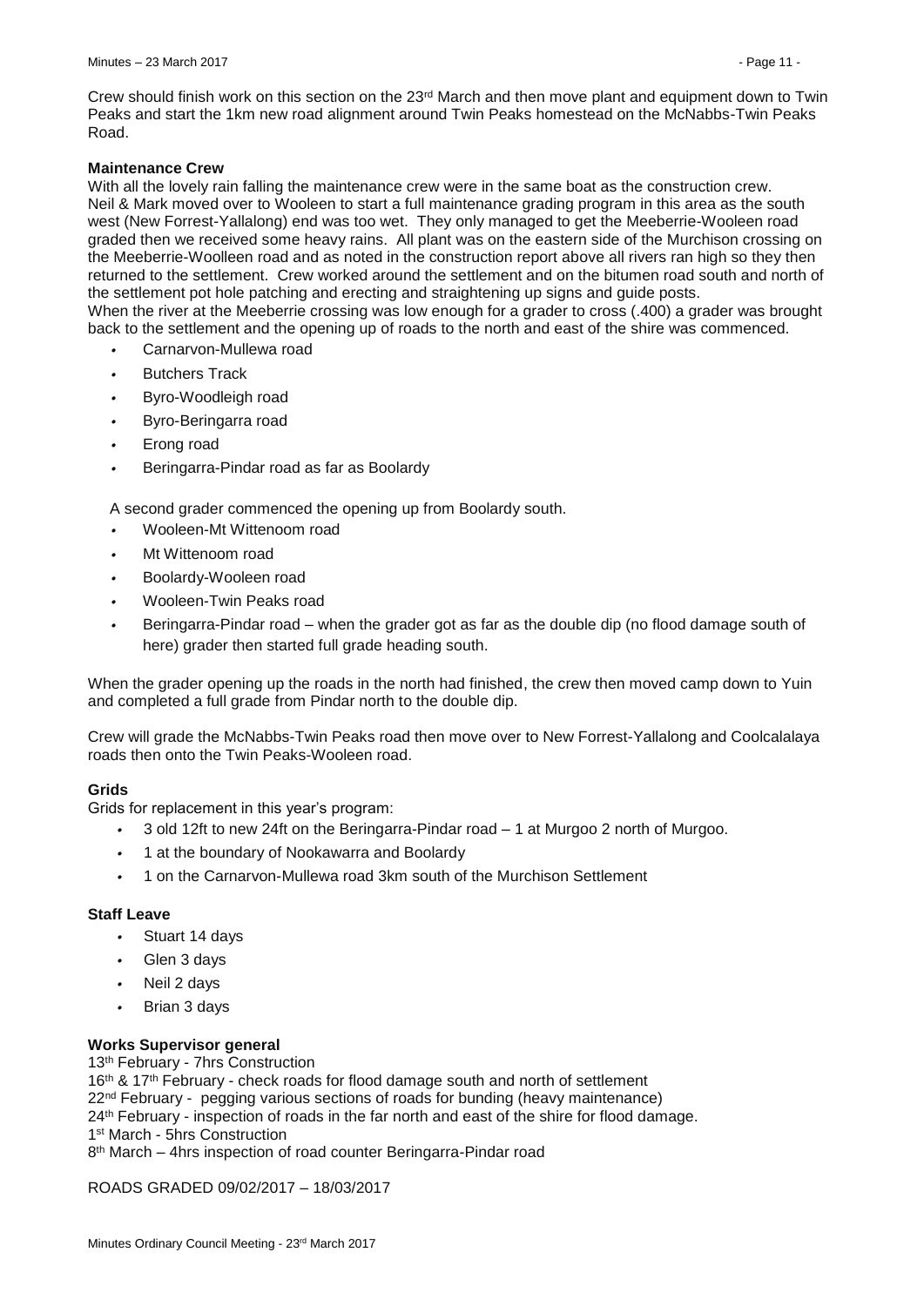Crew should finish work on this section on the 23rd March and then move plant and equipment down to Twin Peaks and start the 1km new road alignment around Twin Peaks homestead on the McNabbs-Twin Peaks Road.

**Maintenance Crew**

With all the lovely rain falling the maintenance crew were in the same boat as the construction crew. Neil & Mark moved over to Wooleen to start a full maintenance grading program in this area as the south west (New Forrest-Yallalong) end was too wet. They only managed to get the Meeberrie-Wooleen road graded then we received some heavy rains. All plant was on the eastern side of the Murchison crossing on the Meeberrie-Woolleen road and as noted in the construction report above all rivers ran high so they then returned to the settlement. Crew worked around the settlement and on the bitumen road south and north of the settlement pot hole patching and erecting and straightening up signs and guide posts.

When the river at the Meeberrie crossing was low enough for a grader to cross (.400) a grader was brought back to the settlement and the opening up of roads to the north and east of the shire was commenced.

- Carnarvon-Mullewa road
- Butchers Track
- Byro-Woodleigh road
- Byro-Beringarra road
- Erong road
- Beringarra-Pindar road as far as Boolardy

A second grader commenced the opening up from Boolardy south.

- Wooleen-Mt Wittenoom road
- Mt Wittenoom road
- Boolardy-Wooleen road
- Wooleen-Twin Peaks road
- Beringarra-Pindar road – when the grader got as far as the double dip (no flood damage south of here) grader then started full grade heading south.

When the grader opening up the roads in the north had finished, the crew then moved camp down to Yuin and completed a full grade from Pindar north to the double dip.

Crew will grade the McNabbs-Twin Peaks road then move over to New Forrest-Yallalong and Coolcalalaya roads then onto the Twin Peaks-Wooleen road.

**Grids**

Grids for replacement in this year's program:

- 3 old 12ft to new 24ft on the Beringarra-Pindar road – 1 at Murgoo 2 north of Murgoo.
- 1 at the boundary of Nookawarra and Boolardy
- 1 on the Carnarvon-Mullewa road 3km south of the Murchison Settlement

**Staff Leave**

- Stuart 14 days
- Glen 3 days
- Neil 2 days
- Brian 3 days

**Works Supervisor general**

13th February - 7hrs Construction
16th & 17th February - check roads for flood damage south and north of settlement
22nd February - pegging various sections of roads for bunding (heavy maintenance)
24th February - inspection of roads in the far north and east of the shire for flood damage.
1st March - 5hrs Construction
8th March – 4hrs inspection of road counter Beringarra-Pindar road

ROADS GRADED 09/02/2017 – 18/03/2017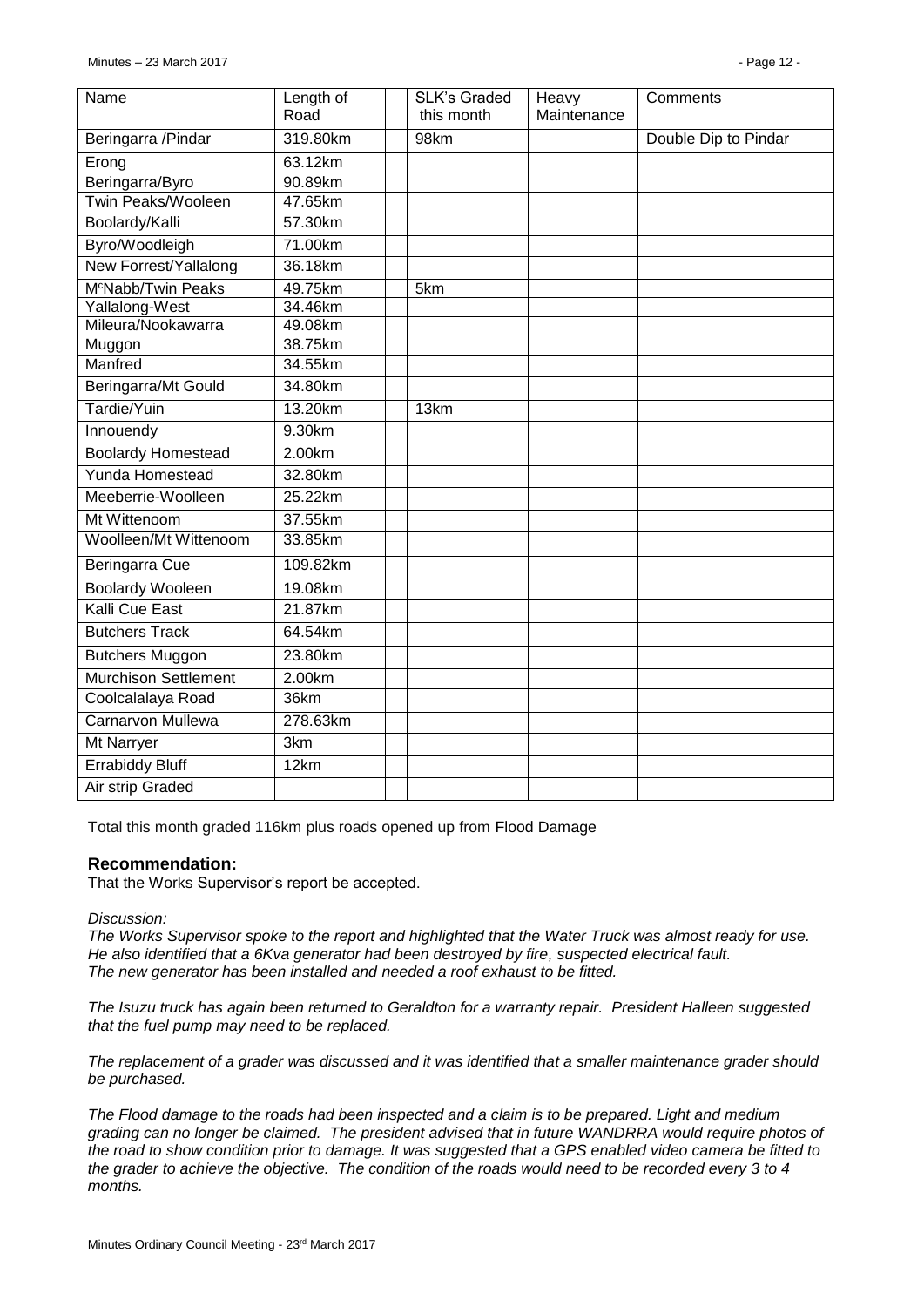| Name | Length of Road | | SLK's Graded this month | Heavy Maintenance | Comments |
|---|---|---|---|---|---|
| Beringarra /Pindar | 319.80km | | 98km | | Double Dip to Pindar |
| Erong | 63.12km | | | | |
| Beringarra/Byro | 90.89km | | | | |
| Twin Peaks/Wooleen | 47.65km | | | | |
| Boolardy/Kalli | 57.30km | | | | |
| Byro/Woodleigh | 71.00km | | | | |
| New Forrest/Yallalong | 36.18km | | | | |
| McNabb/Twin Peaks | 49.75km | | 5km | | |
| Yallalong-West | 34.46km | | | | |
| Mileura/Nookawarra | 49.08km | | | | |
| Muggon | 38.75km | | | | |
| Manfred | 34.55km | | | | |
| Beringarra/Mt Gould | 34.80km | | | | |
| Tardie/Yuin | 13.20km | | 13km | | |
| Innouendy | 9.30km | | | | |
| Boolardy Homestead | 2.00km | | | | |
| Yunda Homestead | 32.80km | | | | |
| Meeberrie-Woolleen | 25.22km | | | | |
| Mt Wittenoom | 37.55km | | | | |
| Woolleen/Mt Wittenoom | 33.85km | | | | |
| Beringarra Cue | 109.82km | | | | |
| Boolardy Wooleen | 19.08km | | | | |
| Kalli Cue East | 21.87km | | | | |
| Butchers Track | 64.54km | | | | |
| Butchers Muggon | 23.80km | | | | |
| Murchison Settlement | 2.00km | | | | |
| Coolcalalaya Road | 36km | | | | |
| Carnarvon Mullewa | 278.63km | | | | |
| Mt Narryer | 3km | | | | |
| Errabiddy Bluff | 12km | | | | |
| Air strip Graded | | | | | |

Total this month graded 116km plus roads opened up from Flood Damage

### Recommendation:

That the Works Supervisor's report be accepted.

*Discussion:*

*The Works Supervisor spoke to the report and highlighted that the Water Truck was almost ready for use. He also identified that a 6Kva generator had been destroyed by fire, suspected electrical fault. The new generator has been installed and needed a roof exhaust to be fitted.*

*The Isuzu truck has again been returned to Geraldton for a warranty repair. President Halleen suggested that the fuel pump may need to be replaced.*

*The replacement of a grader was discussed and it was identified that a smaller maintenance grader should be purchased.*

*The Flood damage to the roads had been inspected and a claim is to be prepared. Light and medium grading can no longer be claimed. The president advised that in future WANDRRA would require photos of the road to show condition prior to damage. It was suggested that a GPS enabled video camera be fitted to the grader to achieve the objective. The condition of the roads would need to be recorded every 3 to 4 months.*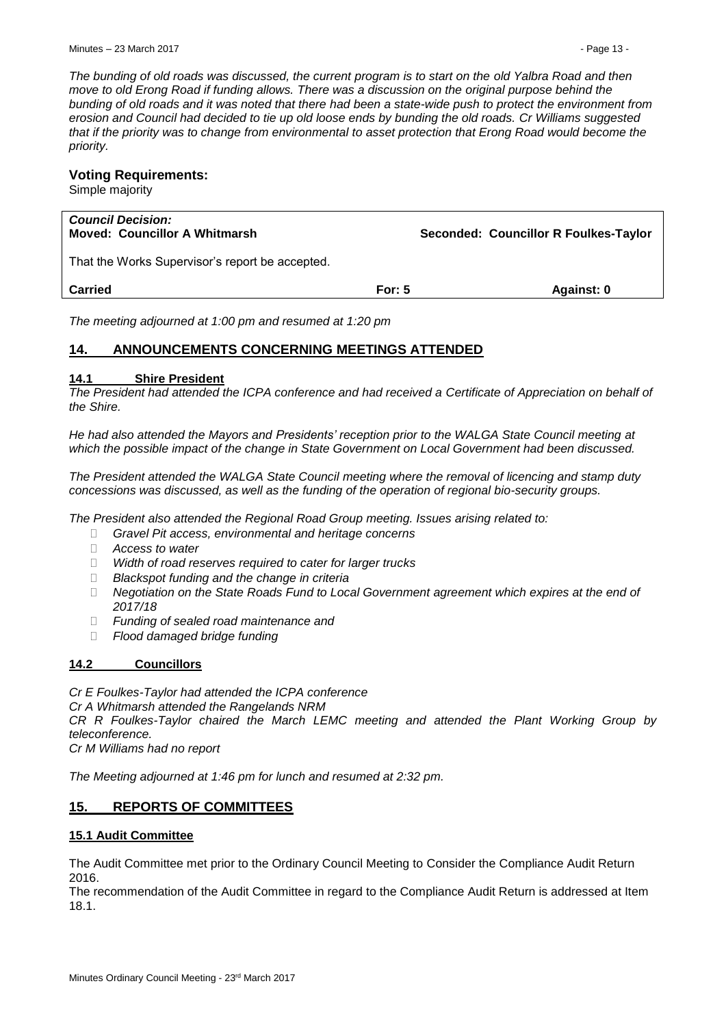*The bunding of old roads was discussed, the current program is to start on the old Yalbra Road and then move to old Erong Road if funding allows. There was a discussion on the original purpose behind the bunding of old roads and it was noted that there had been a state-wide push to protect the environment from erosion and Council had decided to tie up old loose ends by bunding the old roads. Cr Williams suggested that if the priority was to change from environmental to asset protection that Erong Road would become the priority.*

### Voting Requirements:

Simple majority

| ***Council Decision:*** **Moved: Councillor A Whitmarsh** | | **Seconded: Councillor R Foulkes-Taylor** |
|---|---|---|
| That the Works Supervisor's report be accepted. | | |
| **Carried** | **For: 5** | **Against: 0** |

*The meeting adjourned at 1:00 pm and resumed at 1:20 pm*

## 14. ANNOUNCEMENTS CONCERNING MEETINGS ATTENDED

### 14.1 Shire President

*The President had attended the ICPA conference and had received a Certificate of Appreciation on behalf of the Shire.*

*He had also attended the Mayors and Presidents' reception prior to the WALGA State Council meeting at which the possible impact of the change in State Government on Local Government had been discussed.*

*The President attended the WALGA State Council meeting where the removal of licencing and stamp duty concessions was discussed, as well as the funding of the operation of regional bio-security groups.*

*The President also attended the Regional Road Group meeting. Issues arising related to:*

- *Gravel Pit access, environmental and heritage concerns*
- *Access to water*
- *Width of road reserves required to cater for larger trucks*
- *Blackspot funding and the change in criteria*
- *Negotiation on the State Roads Fund to Local Government agreement which expires at the end of 2017/18*
- *Funding of sealed road maintenance and*
- *Flood damaged bridge funding*

### 14.2 Councillors

*Cr E Foulkes-Taylor had attended the ICPA conference*
*Cr A Whitmarsh attended the Rangelands NRM*
*CR R Foulkes-Taylor chaired the March LEMC meeting and attended the Plant Working Group by teleconference.*
*Cr M Williams had no report*

*The Meeting adjourned at 1:46 pm for lunch and resumed at 2:32 pm.*

## 15. REPORTS OF COMMITTEES

### 15.1 Audit Committee

The Audit Committee met prior to the Ordinary Council Meeting to Consider the Compliance Audit Return 2016.

The recommendation of the Audit Committee in regard to the Compliance Audit Return is addressed at Item 18.1.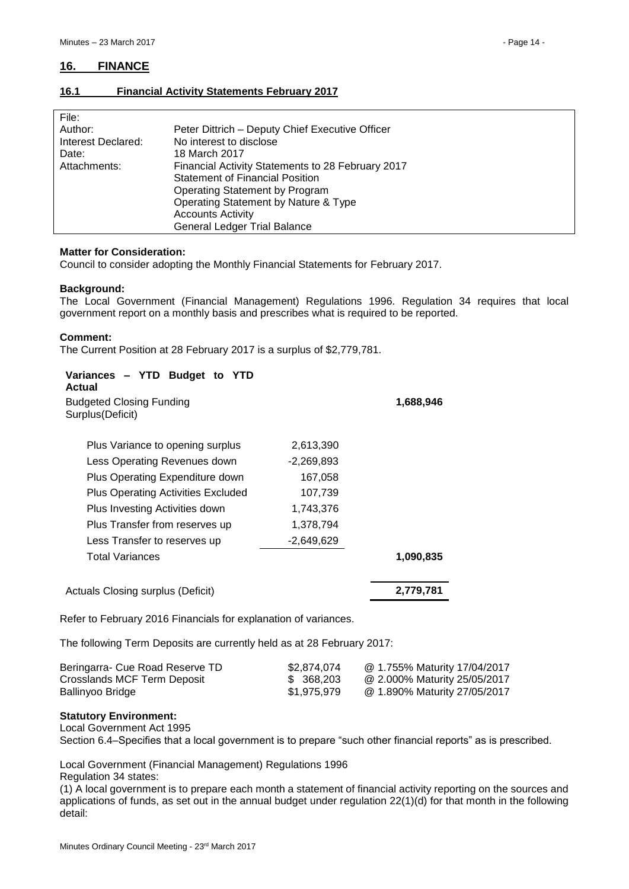## 16. FINANCE

### 16.1 Financial Activity Statements February 2017

| | |
|---|---|
| File: | |
| Author: | Peter Dittrich – Deputy Chief Executive Officer |
| Interest Declared: | No interest to disclose |
| Date: | 18 March 2017 |
| Attachments: | Financial Activity Statements to 28 February 2017<br>Statement of Financial Position<br>Operating Statement by Program<br>Operating Statement by Nature & Type<br>Accounts Activity<br>General Ledger Trial Balance |

**Matter for Consideration:**
Council to consider adopting the Monthly Financial Statements for February 2017.

**Background:**
The Local Government (Financial Management) Regulations 1996. Regulation 34 requires that local government report on a monthly basis and prescribes what is required to be reported.

**Comment:**
The Current Position at 28 February 2017 is a surplus of $2,779,781.

| **Variances – YTD Budget to YTD Actual** | | |
|---|---|---|
| Budgeted Closing Funding Surplus(Deficit) | | **1,688,946** |
| Plus Variance to opening surplus | 2,613,390 | |
| Less Operating Revenues down | -2,269,893 | |
| Plus Operating Expenditure down | 167,058 | |
| Plus Operating Activities Excluded | 107,739 | |
| Plus Investing Activities down | 1,743,376 | |
| Plus Transfer from reserves up | 1,378,794 | |
| Less Transfer to reserves up | -2,649,629 | |
| Total Variances | | **1,090,835** |
| Actuals Closing surplus (Deficit) | | **2,779,781** |

Refer to February 2016 Financials for explanation of variances.

The following Term Deposits are currently held as at 28 February 2017:

| | | |
|---|---|---|
| Beringarra- Cue Road Reserve TD | $2,874,074 | @ 1.755% Maturity 17/04/2017 |
| Crosslands MCF Term Deposit | $ 368,203 | @ 2.000% Maturity 25/05/2017 |
| Ballinyoo Bridge | $1,975,979 | @ 1.890% Maturity 27/05/2017 |

**Statutory Environment:**
Local Government Act 1995
Section 6.4–Specifies that a local government is to prepare "such other financial reports" as is prescribed.

Local Government (Financial Management) Regulations 1996
Regulation 34 states:
(1) A local government is to prepare each month a statement of financial activity reporting on the sources and applications of funds, as set out in the annual budget under regulation 22(1)(d) for that month in the following detail: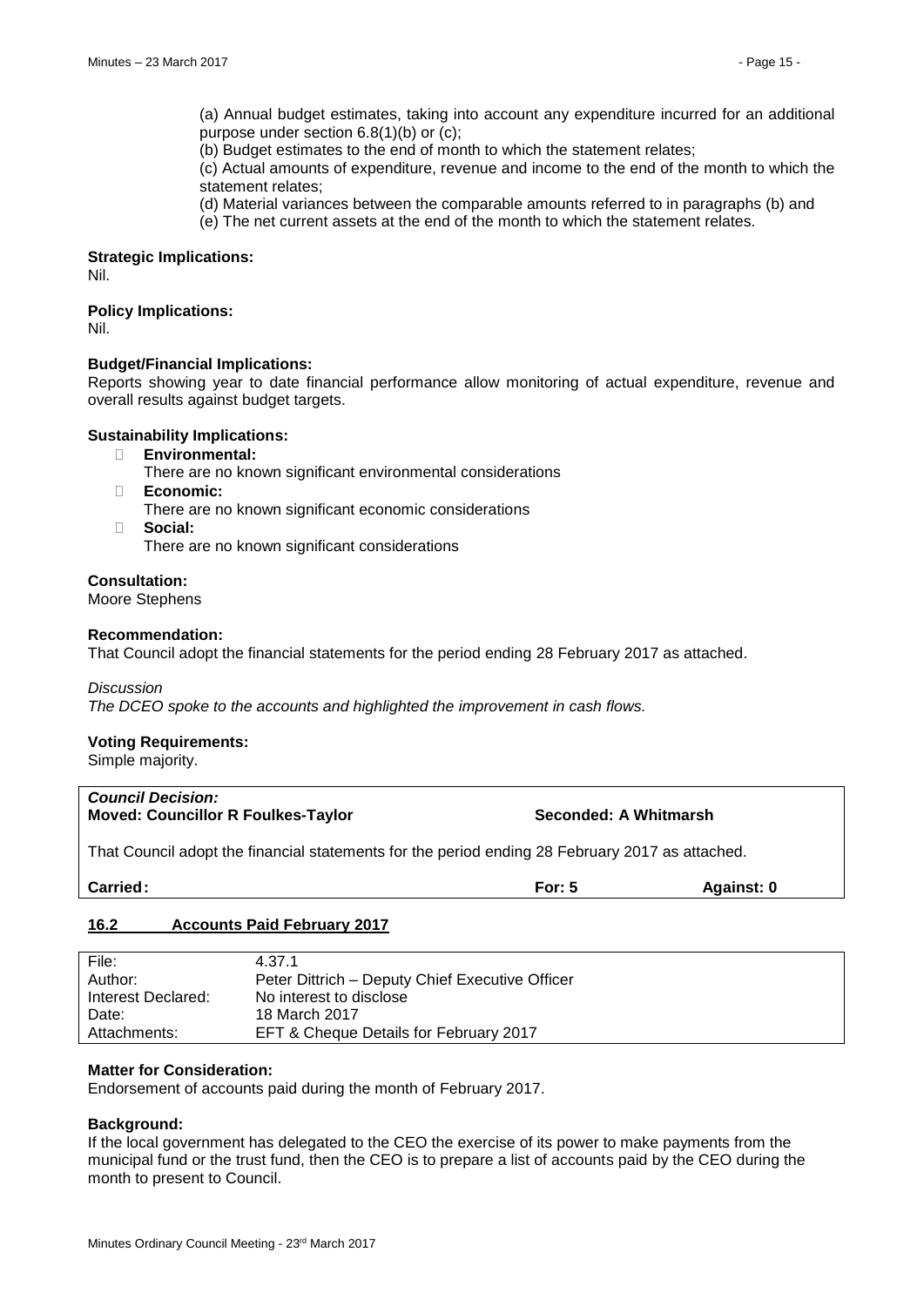(a) Annual budget estimates, taking into account any expenditure incurred for an additional purpose under section 6.8(1)(b) or (c);

(b) Budget estimates to the end of month to which the statement relates;

(c) Actual amounts of expenditure, revenue and income to the end of the month to which the statement relates;

(d) Material variances between the comparable amounts referred to in paragraphs (b) and

(e) The net current assets at the end of the month to which the statement relates.

**Strategic Implications:**
Nil.

**Policy Implications:**
Nil.

**Budget/Financial Implications:**
Reports showing year to date financial performance allow monitoring of actual expenditure, revenue and overall results against budget targets.

**Sustainability Implications:**

- **Environmental:**
  There are no known significant environmental considerations
- **Economic:**
  There are no known significant economic considerations
- **Social:**
  There are no known significant considerations

**Consultation:**
Moore Stephens

**Recommendation:**
That Council adopt the financial statements for the period ending 28 February 2017 as attached.

*Discussion*
*The DCEO spoke to the accounts and highlighted the improvement in cash flows.*

**Voting Requirements:**
Simple majority.

***Council Decision:***
**Moved: Councillor R Foulkes-Taylor** **Seconded: A Whitmarsh**

That Council adopt the financial statements for the period ending 28 February 2017 as attached.

**Carried:** **For: 5** **Against: 0**

## 16.2 Accounts Paid February 2017

| | |
|---|---|
| File: | 4.37.1 |
| Author: | Peter Dittrich – Deputy Chief Executive Officer |
| Interest Declared: | No interest to disclose |
| Date: | 18 March 2017 |
| Attachments: | EFT & Cheque Details for February 2017 |

**Matter for Consideration:**
Endorsement of accounts paid during the month of February 2017.

**Background:**
If the local government has delegated to the CEO the exercise of its power to make payments from the municipal fund or the trust fund, then the CEO is to prepare a list of accounts paid by the CEO during the month to present to Council.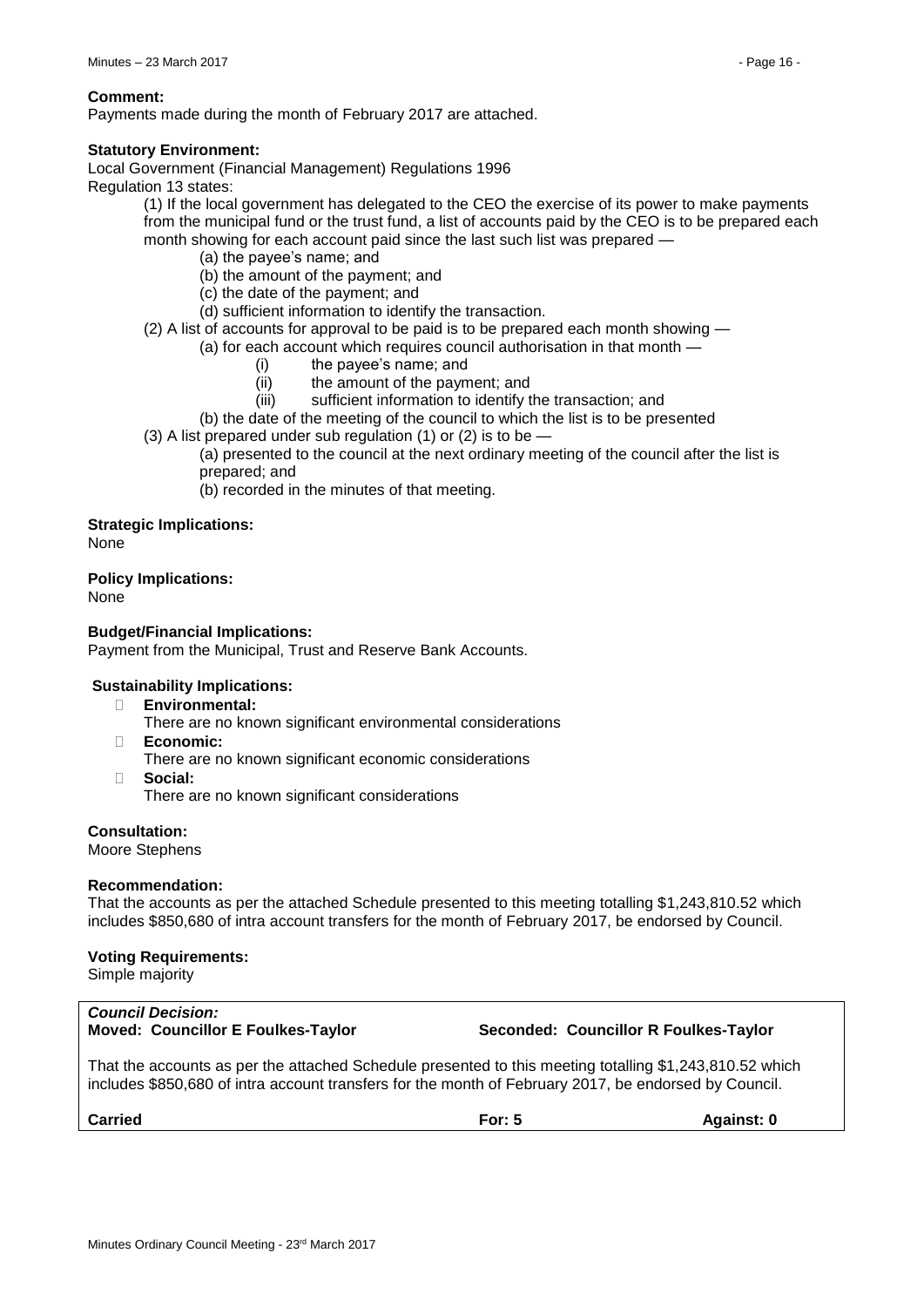**Comment:**
Payments made during the month of February 2017 are attached.

**Statutory Environment:**
Local Government (Financial Management) Regulations 1996
Regulation 13 states:

(1) If the local government has delegated to the CEO the exercise of its power to make payments from the municipal fund or the trust fund, a list of accounts paid by the CEO is to be prepared each month showing for each account paid since the last such list was prepared —

- (a) the payee's name; and
- (b) the amount of the payment; and
- (c) the date of the payment; and
- (d) sufficient information to identify the transaction.

(2) A list of accounts for approval to be paid is to be prepared each month showing —

- (a) for each account which requires council authorisation in that month —
  - (i) the payee's name; and
  - (ii) the amount of the payment; and
  - (iii) sufficient information to identify the transaction; and
- (b) the date of the meeting of the council to which the list is to be presented

(3) A list prepared under sub regulation (1) or (2) is to be —

- (a) presented to the council at the next ordinary meeting of the council after the list is prepared; and
- (b) recorded in the minutes of that meeting.

**Strategic Implications:**
None

**Policy Implications:**
None

**Budget/Financial Implications:**
Payment from the Municipal, Trust and Reserve Bank Accounts.

**Sustainability Implications:**

- **Environmental:**
  There are no known significant environmental considerations
- **Economic:**
  There are no known significant economic considerations
- **Social:**
  There are no known significant considerations

**Consultation:**
Moore Stephens

**Recommendation:**
That the accounts as per the attached Schedule presented to this meeting totalling $1,243,810.52 which includes $850,680 of intra account transfers for the month of February 2017, be endorsed by Council.

**Voting Requirements:**
Simple majority

***Council Decision:***
**Moved: Councillor E Foulkes-Taylor** **Seconded: Councillor R Foulkes-Taylor**

That the accounts as per the attached Schedule presented to this meeting totalling $1,243,810.52 which includes $850,680 of intra account transfers for the month of February 2017, be endorsed by Council.

**Carried** **For: 5** **Against: 0**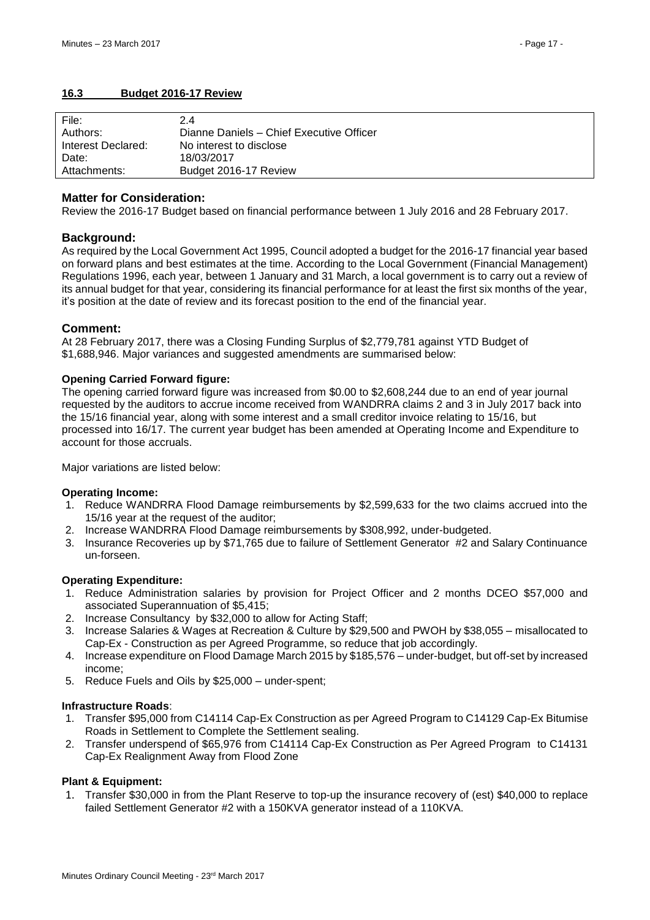### 16.3 Budget 2016-17 Review

| File: | 2.4 |
|---|---|
| Authors: | Dianne Daniels – Chief Executive Officer |
| Interest Declared: | No interest to disclose |
| Date: | 18/03/2017 |
| Attachments: | Budget 2016-17 Review |

## Matter for Consideration:

Review the 2016-17 Budget based on financial performance between 1 July 2016 and 28 February 2017.

## Background:

As required by the Local Government Act 1995, Council adopted a budget for the 2016-17 financial year based on forward plans and best estimates at the time. According to the Local Government (Financial Management) Regulations 1996, each year, between 1 January and 31 March, a local government is to carry out a review of its annual budget for that year, considering its financial performance for at least the first six months of the year, it's position at the date of review and its forecast position to the end of the financial year.

## Comment:

At 28 February 2017, there was a Closing Funding Surplus of $2,779,781 against YTD Budget of $1,688,946. Major variances and suggested amendments are summarised below:

**Opening Carried Forward figure:**

The opening carried forward figure was increased from $0.00 to $2,608,244 due to an end of year journal requested by the auditors to accrue income received from WANDRRA claims 2 and 3 in July 2017 back into the 15/16 financial year, along with some interest and a small creditor invoice relating to 15/16, but processed into 16/17. The current year budget has been amended at Operating Income and Expenditure to account for those accruals.

Major variations are listed below:

**Operating Income:**

1. Reduce WANDRRA Flood Damage reimbursements by $2,599,633 for the two claims accrued into the 15/16 year at the request of the auditor;
2. Increase WANDRRA Flood Damage reimbursements by $308,992, under-budgeted.
3. Insurance Recoveries up by $71,765 due to failure of Settlement Generator #2 and Salary Continuance un-forseen.

**Operating Expenditure:**

1. Reduce Administration salaries by provision for Project Officer and 2 months DCEO $57,000 and associated Superannuation of $5,415;
2. Increase Consultancy by $32,000 to allow for Acting Staff;
3. Increase Salaries & Wages at Recreation & Culture by $29,500 and PWOH by $38,055 – misallocated to Cap-Ex - Construction as per Agreed Programme, so reduce that job accordingly.
4. Increase expenditure on Flood Damage March 2015 by $185,576 – under-budget, but off-set by increased income;
5. Reduce Fuels and Oils by $25,000 – under-spent;

**Infrastructure Roads**:

1. Transfer $95,000 from C14114 Cap-Ex Construction as per Agreed Program to C14129 Cap-Ex Bitumise Roads in Settlement to Complete the Settlement sealing.
2. Transfer underspend of $65,976 from C14114 Cap-Ex Construction as Per Agreed Program to C14131 Cap-Ex Realignment Away from Flood Zone

**Plant & Equipment:**

1. Transfer $30,000 in from the Plant Reserve to top-up the insurance recovery of (est) $40,000 to replace failed Settlement Generator #2 with a 150KVA generator instead of a 110KVA.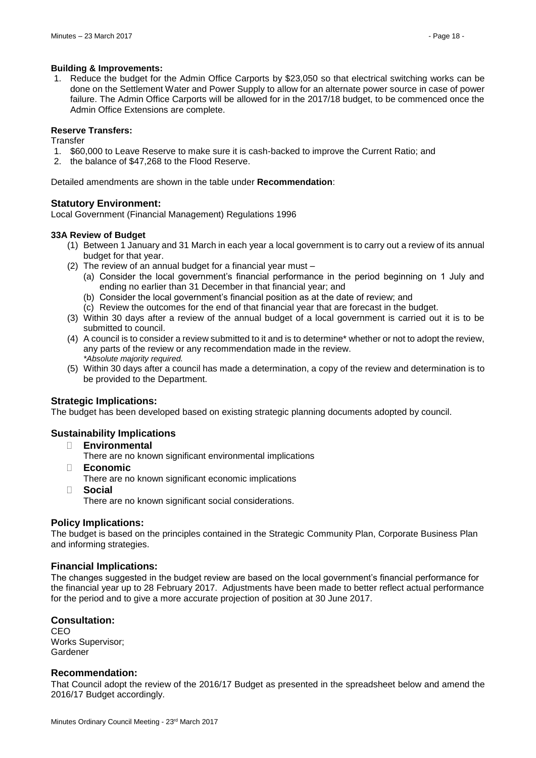**Building & Improvements:**

1. Reduce the budget for the Admin Office Carports by $23,050 so that electrical switching works can be done on the Settlement Water and Power Supply to allow for an alternate power source in case of power failure. The Admin Office Carports will be allowed for in the 2017/18 budget, to be commenced once the Admin Office Extensions are complete.

**Reserve Transfers:**

Transfer

1. $60,000 to Leave Reserve to make sure it is cash-backed to improve the Current Ratio; and
2. the balance of $47,268 to the Flood Reserve.

Detailed amendments are shown in the table under **Recommendation**:

## Statutory Environment:

Local Government (Financial Management) Regulations 1996

**33A Review of Budget**

(1) Between 1 January and 31 March in each year a local government is to carry out a review of its annual budget for that year.

(2) The review of an annual budget for a financial year must –

  (a) Consider the local government's financial performance in the period beginning on 1 July and ending no earlier than 31 December in that financial year; and

  (b) Consider the local government's financial position as at the date of review; and

  (c) Review the outcomes for the end of that financial year that are forecast in the budget.

(3) Within 30 days after a review of the annual budget of a local government is carried out it is to be submitted to council.

(4) A council is to consider a review submitted to it and is to determine* whether or not to adopt the review, any parts of the review or any recommendation made in the review.
*\*Absolute majority required.*

(5) Within 30 days after a council has made a determination, a copy of the review and determination is to be provided to the Department.

## Strategic Implications:

The budget has been developed based on existing strategic planning documents adopted by council.

## Sustainability Implications

- **Environmental**
  There are no known significant environmental implications
- **Economic**
  There are no known significant economic implications
- **Social**
  There are no known significant social considerations.

## Policy Implications:

The budget is based on the principles contained in the Strategic Community Plan, Corporate Business Plan and informing strategies.

## Financial Implications:

The changes suggested in the budget review are based on the local government's financial performance for the financial year up to 28 February 2017. Adjustments have been made to better reflect actual performance for the period and to give a more accurate projection of position at 30 June 2017.

## Consultation:

CEO
Works Supervisor;
Gardener

## Recommendation:

That Council adopt the review of the 2016/17 Budget as presented in the spreadsheet below and amend the 2016/17 Budget accordingly.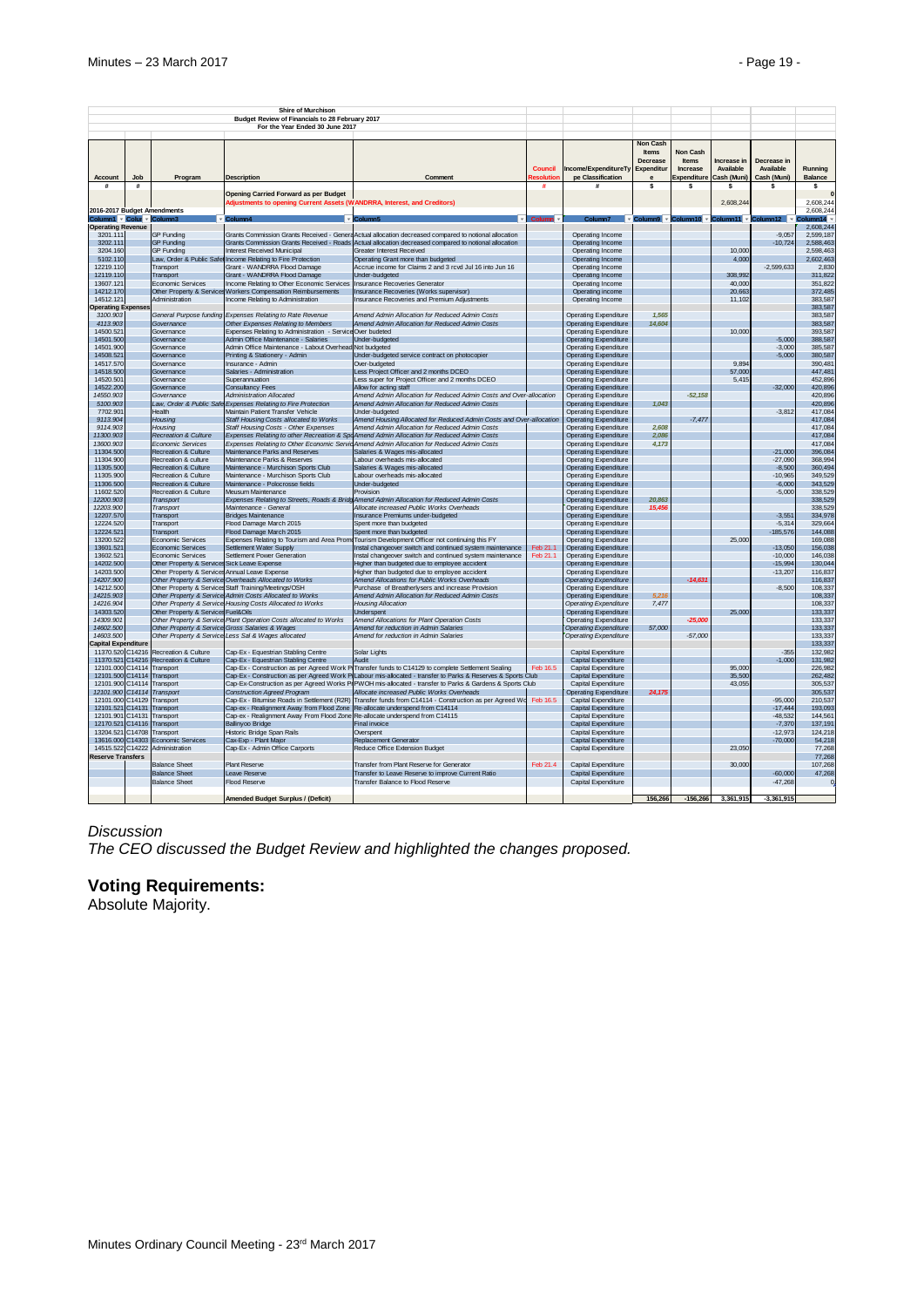| Shire of Murchison | | | | | | | | | | | |
|---|---|---|---|---|---|---|---|---|---|---|---|
| Budget Review of Financials to 28 February 2017 | | | | | | | | | | | |
| For the Year Ended 30 June 2017 | | | | | | | | | | | |
| Account | Job | Program | Description | Comment | Council Resolution | Income/ExpenditureType Classification | Non Cash Items Decrease Expenditure | Non Cash Items Increase Expenditure | Increase in Available Cash (Muni) | Decrease in Available Cash (Muni) | Running Balance |
| # | # | | | | # | # | $ | $ | $ | $ | $ |
| | | | Opening Carried Forward as per Budget | | | | | | | | 0 |
| | | | Adjustments to opening Current Assets (WANDRRA, Interest, and Creditors) | | | | | | 2,608,244 | | 2,608,244 |
| 2016-2017 Budget Amendments | | | | | | | | | | | 2,608,244 |
| Column1 | Colu | Column3 | Column4 | Column5 | Column | Column7 | Column8 | Column10 | Column11 | Column12 | Column14 |
| Operating Revenue | | | | | | | | | | | 2,608,244 |
| 3201.111 | | GP Funding | Grants Commission Grants Received - General | Actual allocation decreased compared to notional allocation | | Operating Income | | | | -9,057 | 2,599,187 |
| 3202.111 | | GP Funding | Grants Commission Grants Received - Roads | Actual allocation decreased compared to notional allocation | | Operating Income | | | | -10,724 | 2,588,463 |
| 3204.160 | | GP Funding | Interest Received Municipal | Greater Interest Received | | Operating Income | | | 10,000 | | 2,598,463 |
| 5102.110 | | Law, Order & Public Safety | Income Relating to Fire Protection | Operating Grant more than budgeted | | Operating Income | | | 4,000 | | 2,602,463 |
| 12219.110 | | Transport | Grant - WANDRRA Flood Damage | Accrue income for Claims 2 and 3 rcvd Jul 16 into Jun 16 | | Operating Income | | | | -2,599,633 | 2,830 |
| 12119.110 | | Transport | Grant - WANDRRA Flood Damage | Under-budgeted | | Operating Income | | | 308,992 | | 311,822 |
| 13607.121 | | Economic Services | Income Relating to Other Economic Services | Insurance Recoveries Generator | | Operating Income | | | 40,000 | | 351,822 |
| 14212.170 | | Other Property & Services | Workers Compensation Reimbursements | Insurance Recoveries (Works supervisor) | | Operating income | | | 20,663 | | 372,485 |
| 14512.121 | | Administration | Income Relating to Administration | Insurance Recoveries and Premium Adjustments | | Operating Income | | | 11,102 | | 383,587 |
| Operating Expenses | | | | | | | | | | | 383,587 |
| 3100.903 | | General Purpose funding | Expenses Relating to Rate Revenue | Amend Admin Allocation for Reduced Admin Costs | | Operating Expenditure | 1,565 | | | | 383,587 |
| 4113.903 | | Governance | Other Expenses Relating to Members | Amend Admin Allocation for Reduced Admin Costs | | Operating Expenditure | 14,604 | | | | 383,587 |
| 14500.521 | | Governance | Expenses Relating to Administration - Service | Over budeted | | Operating Expenditure | | | 10,000 | | 393,587 |
| 14501.500 | | Governance | Admin Office Maintenance - Salaries | Under-budgeted | | Operating Expenditure | | | | -5,000 | 388,587 |
| 14501.900 | | Governance | Admin Office Maintenance - Labour Overhead | Not budgeted | | Operating Expenditure | | | | -3,000 | 385,587 |
| 14508.521 | | Governance | Printing & Stationery - Admin | Under-budgeted service contract on photocopier | | Operating Expenditure | | | | -5,000 | 380,587 |
| 14517.570 | | Governance | Insurance - Admin | Over-budgeted | | Operating Expenditure | | | 9,894 | | 390,481 |
| 14518.500 | | Governance | Salaries - Administration | Less Project Officer and 2 months DCEO | | Operating Expenditure | | | 57,000 | | 447,481 |
| 14520.501 | | Governance | Superannuation | Less super for Project Officer and 2 months DCEO | | Operating Expenditure | | | 5,415 | | 452,896 |
| 14522.200 | | Governance | Consultancy Fees | Allow for acting staff | | Operating Expenditure | | | | -32,000 | 420,896 |
| 14550.903 | | Governance | Administration Allocated | Amend Admin Allocation for Reduced Admin Costs and Over-allocation | | Operating Expenditure | | -52,158 | | | 420,896 |
| 5100.903 | | Law, Order & Public Safety | Expenses Relating to Fire Protection | Amend Admin Allocation for Reduced Admin Costs | | Operating Expenditure | 1,043 | | | | 420,896 |
| 7702.901 | | Health | Maintain Patient Transfer Vehicle | Under-budgeted | | Operating Expenditure | | | | -3,812 | 417,084 |
| 9113.904 | | Housing | Staff Housing Costs allocated to Works | Amend Housing Allocated for Reduced Admin Costs and Over-allocation | | Operating Expenditure | | -7,477 | | | 417,084 |
| 9114.903 | | Housing | Staff Housing Costs - Other Expenses | Amend Admin Allocation for Reduced Admin Costs | | Operating Expenditure | 2,608 | | | | 417,084 |
| 11300.903 | | Recreation & Culture | Expenses Relating to other Recreation & Sport | Amend Admin Allocation for Reduced Admin Costs | | Operating Expenditure | 2,086 | | | | 417,084 |
| 13600.903 | | Economic Services | Expenses Relating to Other Economic Services | Amend Admin Allocation for Reduced Admin Costs | | Operating Expenditure | 4,173 | | | | 417,084 |
| 11304.500 | | Recreation & Culture | Maintenance Parks and Reserves | Salaries & Wages mis-allocated | | Operating Expenditure | | | | -21,000 | 396,084 |
| 11304.900 | | Recreation & culture | Maintenance Parks & Reserves | Labour overheads mis-allocated | | Operating Expenditure | | | | -27,090 | 368,994 |
| 11305.500 | | Recreation & Culture | Maintenance - Murchison Sports Club | Salaries & Wages mis-allocated | | Operating Expenditure | | | | -8,500 | 360,494 |
| 11305.900 | | Recreation & Culture | Maintenance - Murchison Sports Club | Labour overheads mis-allocated | | Operating Expenditure | | | | -10,965 | 349,529 |
| 11306.500 | | Recreation & Culture | Maintenance - Polocrosse fields | Under-budgeted | | Operating Expenditure | | | | -6,000 | 343,529 |
| 11602.520 | | Recreation & Culture | Museum Maintenance | Provision | | Operating Expenditure | | | | -5,000 | 338,529 |
| 12200.903 | | Transport | Expenses Relating to Streets, Roads & Bridges | Amend Admin Allocation for Reduced Admin Costs | | Operating Expenditure | 20,863 | | | | 338,529 |
| 12203.900 | | Transport | Maintenance - General | Allocate increased Public Works Overheads | | Operating Expenditure | 15,456 | | | | 338,529 |
| 12207.570 | | Transport | Bridges Maintenance | Insurance Premiums under-budgeted | | Operating Expenditure | | | | -3,551 | 334,978 |
| 12224.520 | | Transport | Flood Damage March 2015 | Spent more than budgeted | | Operating Expenditure | | | | -5,314 | 329,664 |
| 12224.521 | | Transport | Flood Damage March 2015 | Spent more than budgeted | | Operating Expenditure | | | | -185,576 | 144,088 |
| 13200.522 | | Economic Services | Expenses Relating to Tourism and Area Promotion | Tourism Development Officer not continuing this FY | | Operating Expenditure | | | 25,000 | | 169,088 |
| 13601.521 | | Economic Services | Settlement Water Supply | Instal changeover switch and continued system maintenance | Feb 21.1 | Operating Expenditure | | | | -13,050 | 156,038 |
| 13602.521 | | Economic Services | Settlement Power Generation | Instal changeover switch and continued system maintenance | Feb 21.1 | Operating Expenditure | | | | -10,000 | 146,038 |
| 14202.500 | | Other Property & Services | Sick Leave Expense | Higher than budgeted due to employee accident | | Operating Expenditure | | | | -15,994 | 130,044 |
| 14203.500 | | Other Property & Services | Annual Leave Expense | Higher than budgeted due to employee accident | | Operating Expenditure | | | | -13,207 | 116,837 |
| 14207.900 | | Other Property & Services | Overheads Allocated to Works | Amend Allocations for Public Works Overheads | | Operating Expenditure | | -14,631 | | | 116,837 |
| 14212.500 | | Other Property & Services | Staff Training/Meetings/OSH | Purchase of Breatherlysers and increase Provision | | Operating Expenditure | | | | -8,500 | 108,337 |
| 14215.903 | | Other Property & Services | Admin Costs Allocated to Works | Amend Admin Allocation for Reduced Admin Costs | | Operating Expenditure | 5,216 | | | | 108,337 |
| 14216.904 | | Other Property & Services | Housing Costs Allocated to Works | Housing Allocation | | Operating Expenditure | 7,477 | | | | 108,337 |
| 14303.520 | | Other Property & Services | Fuel&Oils | Underspent | | Operating Expenditure | | | 25,000 | | 133,337 |
| 14309.901 | | Other Property & Services | Plant Operation Costs allocated to Works | Amend Allocations for Plant Operation Costs | | Operating Expenditure | | -25,000 | | | 133,337 |
| 14602.500 | | Other Property & Services | Gross Salaries & Wages | Amend for reduction in Admin Salaries | | Operating Expenditure | 57,000 | | | | 133,337 |
| 14603.500 | | Other Property & Services | Less Sal & Wages allocated | Amend for reduction in Admin Salaries | | Operating Expenditure | | -57,000 | | | 133,337 |
| Capital Expenditure | | | | | | | | | | | 133,337 |
| 11370.520 | C14216 | Recreation & Culture | Cap-Ex - Equestrian Stabling Centre | Solar Lights | | Capital Expenditure | | | | -355 | 132,982 |
| 11370.521 | C14216 | Recreation & Culture | Cap-Ex - Equestrian Stabling Centre | Audit | | Capital Expenditure | | | | -1,000 | 131,982 |
| 12101.000 | C14114 | Transport | Cap-Ex - Construction as per Agreed Work Pr | Transfer funds to C14129 to complete Settlement Sealing | Feb 16.5 | Capital Expenditure | | | 95,000 | | 226,982 |
| 12101.500 | C14114 | Transport | Cap-Ex - Construction as per Agreed Work Pr | Labour mis-allocated - transfer to Parks & Reserves & Sports Club | | Capital Expenditure | | | 35,500 | | 262,482 |
| 12101.900 | C14114 | Transport | Cap-Ex-Construction as per Agreed Works Pr | PWOH mis-allocated - transfer to Parks & Gardens & Sports Club | | Capital Expenditure | | | 43,055 | | 305,537 |
| 12101.900 | C14114 | Transport | Construction Agreed Program | Allocate increased Public Works Overheads | | Operating Expenditure | 24,175 | | | | 305,537 |
| 12101.000 | C14129 | Transport | Cap-Ex - Bitumise Roads in Settlement (R2R) | Transfer funds from C14114 - Construction as per Agreed Wo | Feb 16.5 | Capital Expenditure | | | | -95,000 | 210,537 |
| 12101.521 | C14131 | Transport | Cap-ex - Realignment Away from Flood Zone | Re-allocate underspend from C14114 | | Capital Expenditure | | | | -17,444 | 193,093 |
| 12101.901 | C14131 | Transport | Cap-ex - Realignment Away From Flood Zone | Re-allocate underspend from C14115 | | Capital Expenditure | | | | -48,532 | 144,561 |
| 12170.521 | C14116 | Transport | Ballinyoo Bridge | Final invoice | | Capital Expenditure | | | | -7,370 | 137,191 |
| 13204.521 | C14708 | Transport | Historic Bridge Span Rails | Overspent | | Capital Expenditure | | | | -12,973 | 124,218 |
| 13616.000 | C14303 | Economic Services | Cax-Exp - Plant Major | Replacement Generator | | Capital Expenditure | | | | -70,000 | 54,218 |
| 14515.522 | C14222 | Administration | Cap-Ex - Admin Office Carports | Reduce Office Extension Budget | | Capital Expenditure | | | 23,050 | | 77,268 |
| Reserve Transfers | | | | | | | | | | | 77,268 |
| | | Balance Sheet | Plant Reserve | Transfer from Plant Reserve for Generator | Feb 21.4 | Capital Expenditure | | | 30,000 | | 107,268 |
| | | Balance Sheet | Leave Reserve | Transfer to Leave Reserve to improve Current Ratio | | Capital Expenditure | | | | -60,000 | 47,268 |
| | | Balance Sheet | Flood Reserve | Transfer Balance to Flood Reserve | | Capital Expenditure | | | | -47,268 | 0 |
| | | | Amended Budget Surplus / (Deficit) | | | | 156,266 | -156,266 | 3,361,915 | -3,361,915 | |

*Discussion*

*The CEO discussed the Budget Review and highlighted the changes proposed.*

## Voting Requirements:

Absolute Majority.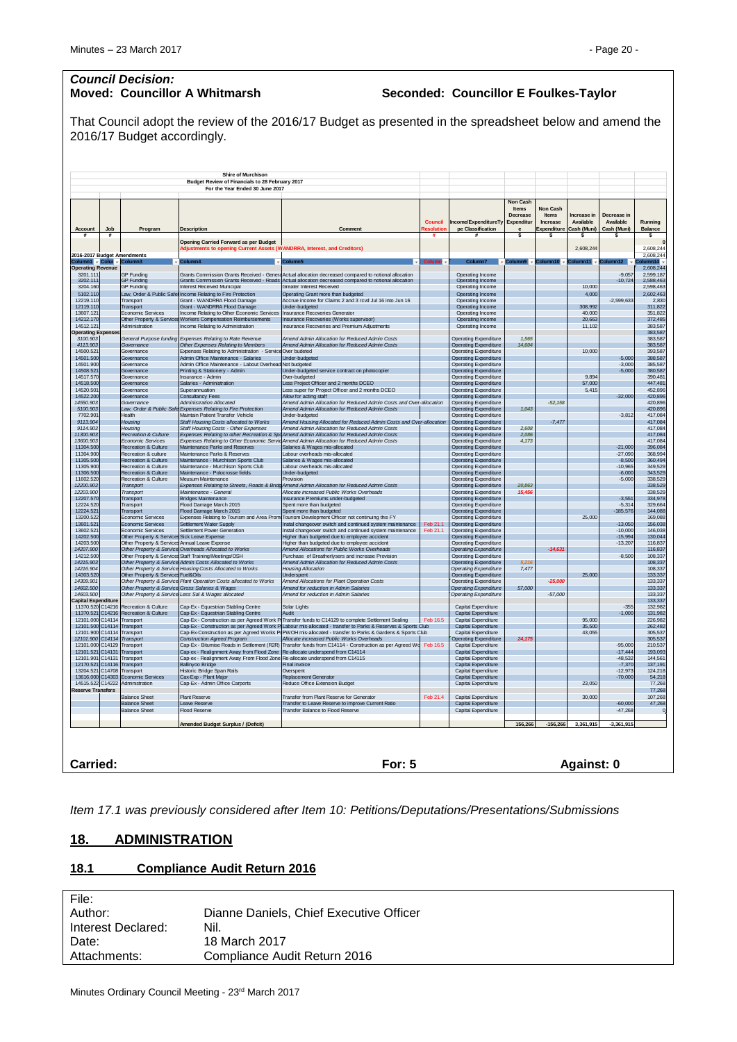## Council Decision:

**Moved: Councillor A Whitmarsh** **Seconded: Councillor E Foulkes-Taylor**

That Council adopt the review of the 2016/17 Budget as presented in the spreadsheet below and amend the 2016/17 Budget accordingly.

Shire of Murchison
Budget Review of Financials to 28 February 2017
For the Year Ended 30 June 2017

| Account | Job | Program | Description | Comment | Council Resolution | Income/ExpenditureType Classification | Non Cash Items Decrease Expenditure | Non Cash Items Increase Expenditure | Increase in Available Cash (Muni) | Decrease in Available Cash (Muni) | Running Balance |
|---|---|---|---|---|---|---|---|---|---|---|---|
| # | # | | | | # | # | $ | $ | $ | $ | $ |
| | | | Opening Carried Forward as per Budget | | | | | | | | 0 |
| | | | Adjustments to opening Current Assets (WANDRRA, Interest, and Creditors) | | | | | | 2,608,244 | | 2,608,244 |
| 2016-2017 Budget Amendments | | | | | | | | | | | 2,608,244 |
| Operating Revenue | | | | | | | | | | | 2,608,244 |
| 3201.111 | | GP Funding | Grants Commission Grants Received - General | Actual allocation decreased compared to notional allocation | | Operating Income | | | | -9,057 | 2,599,187 |
| 3202.111 | | GP Funding | Grants Commission Grants Received - Roads | Actual allocation decreased compared to notional allocation | | Operating Income | | | | -10,724 | 2,588,463 |
| 3204.160 | | GP Funding | Interest Received Municipal | Greater Interest Received | | Operating Income | | | 10,000 | | 2,598,463 |
| 5102.110 | | Law, Order & Public Safety | Income Relating to Fire Protection | Operating Grant more than budgeted | | Operating Income | | | 4,000 | | 2,602,463 |
| 12219.110 | | Transport | Grant - WANDRRA Flood Damage | Accrue income for Claims 2 and 3 rcvd Jul 16 into Jun 16 | | Operating Income | | | | -2,599,633 | 2,830 |
| 12119.110 | | Transport | Grant - WANDRRA Flood Damage | Under-budgeted | | Operating Income | | | 308,992 | | 311,822 |
| 13607.121 | | Economic Services | Income Relating to Other Economic Services | Insurance Recoveries Generator | | Operating Income | | | 40,000 | | 351,822 |
| 14212.170 | | Other Property & Services | Workers Compensation Reimbursements | Insurance Recoveries (Works supervisor) | | Operating income | | | 20,663 | | 372,485 |
| 14512.121 | | Administration | Income Relating to Administration | Insurance Recoveries and Premium Adjustments | | Operating Income | | | 11,102 | | 383,587 |
| Operating Expenses | | | | | | | | | | | 383,587 |
| 3100.903 | | General Purpose funding | Expenses Relating to Rate Revenue | Amend Admin Allocation for Reduced Admin Costs | | Operating Expenditure | 1,565 | | | | 383,587 |
| 4113.903 | | Governance | Other Expenses Relating to Members | Amend Admin Allocation for Reduced Admin Costs | | Operating Expenditure | 14,604 | | | | 383,587 |
| 14500.521 | | Governance | Expenses Relating to Administration - Service | Over budeted | | Operating Expenditure | | | 10,000 | | 393,587 |
| 14501.500 | | Governance | Admin Office Maintenance - Salaries | Under-budgeted | | Operating Expenditure | | | | -5,000 | 388,587 |
| 14501.900 | | Governance | Admin Office Maintenance - Labour Overhead | Not budgeted | | Operating Expenditure | | | | -3,000 | 385,587 |
| 14508.521 | | Governance | Printing & Stationery - Admin | Under-budgeted service contract on photocopier | | Operating Expenditure | | | | -5,000 | 380,587 |
| 14517.570 | | Governance | Insurance - Admin | Over-budgeted | | Operating Expenditure | | | 9,894 | | 390,481 |
| 14518.500 | | Governance | Salaries - Administration | Less Project Officer and 2 months DCEO | | Operating Expenditure | | | 57,000 | | 447,481 |
| 14520.501 | | Governance | Superannuation | Less super for Project Officer and 2 months DCEO | | Operating Expenditure | | | 5,415 | | 452,896 |
| 14522.200 | | Governance | Consultancy Fees | Allow for acting staff | | Operating Expenditure | | | | -32,000 | 420,896 |
| 14550.903 | | Governance | Administration Allocated | Amend Admin Allocation for Reduced Admin Costs and Over-allocation | | Operating Expenditure | | -52,158 | | | 420,896 |
| 5100.903 | | Law, Order & Public Safety | Expenses Relating to Fire Protection | Amend Admin Allocation for Reduced Admin Costs | | Operating Expenditure | 1,043 | | | | 420,896 |
| 7702.901 | | Health | Maintain Patient Transfer Vehicle | Under-budgeted | | Operating Expenditure | | | | -3,812 | 417,084 |
| 9113.904 | | Housing | Staff Housing Costs allocated to Works | Amend Housing Allocation for Reduced Admin Costs and Over-allocation | | Operating Expenditure | | -7,477 | | | 417,084 |
| 9114.903 | | Housing | Staff Housing Costs - Other Expenses | Amend Admin Allocation for Reduced Admin Costs | | Operating Expenditure | 2,608 | | | | 417,084 |
| 11300.903 | | Recreation & Culture | Expenses Relating to other Recreation & Sport | Amend Admin Allocation for Reduced Admin Costs | | Operating Expenditure | 2,086 | | | | 417,084 |
| 13600.903 | | Economic Services | Expenses Relating to Other Economic Services | Amend Admin Allocation for Reduced Admin Costs | | Operating Expenditure | 4,173 | | | | 417,084 |
| 11304.500 | | Recreation & Culture | Maintenance Parks and Reserves | Salaries & Wages mis-allocated | | Operating Expenditure | | | | -21,000 | 396,084 |
| 11304.900 | | Recreation & culture | Maintenance Parks & Reserves | Labour overheads mis-allocated | | Operating Expenditure | | | | -27,090 | 368,994 |
| 11305.500 | | Recreation & Culture | Maintenance - Murchison Sports Club | Salaries & Wages mis-allocated | | Operating Expenditure | | | | -8,500 | 360,494 |
| 11305.900 | | Recreation & Culture | Maintenance - Murchison Sports Club | Labour overheads mis-allocated | | Operating Expenditure | | | | -10,965 | 349,529 |
| 11306.500 | | Recreation & Culture | Maintenance - Polocrosse fields | Under-budgeted | | Operating Expenditure | | | | -6,000 | 343,529 |
| 11602.520 | | Recreation & Culture | Meusum Maintenance | Provision | | Operating Expenditure | | | | -5,000 | 338,529 |
| 12200.903 | | Transport | Expenses Relating to Streets, Roads & Bridges | Amend Admin Allocation for Reduced Admin Costs | | Operating Expenditure | 20,863 | | | | 338,529 |
| 12203.900 | | Transport | Maintenance - General | Allocate increased Public Works Overheads | | Operating Expenditure | 15,456 | | | | 338,529 |
| 12207.570 | | Transport | Bridges Maintenance | Insurance Premiums under-budgeted | | Operating Expenditure | | | | -3,551 | 334,978 |
| 12224.520 | | Transport | Flood Damage March 2015 | Spent more than budgeted | | Operating Expenditure | | | | -5,314 | 329,664 |
| 12224.521 | | Transport | Flood Damage March 2015 | Spent more than budgeted | | Operating Expenditure | | | | -185,576 | 144,088 |
| 13200.522 | | Economic Services | Expenses Relating to Tourism and Area Promotion | Tourism Development Officer not continuing this FY | | Operating Expenditure | | | 25,000 | | 169,088 |
| 13601.521 | | Economic Services | Settlement Water Supply | Instal changeover switch and continued system maintenance | Feb 21.1 | Operating Expenditure | | | | -13,050 | 156,038 |
| 13602.521 | | Economic Services | Settlement Power Generation | Instal changeover switch and continued system maintenance | Feb 21.1 | Operating Expenditure | | | | -10,000 | 146,038 |
| 14202.500 | | Other Property & Services | Sick Leave Expense | Higher than budgeted due to employee accident | | Operating Expenditure | | | | -15,994 | 130,044 |
| 14203.500 | | Other Property & Services | Annual Leave Expense | Higher than budgeted due to employee accident | | Operating Expenditure | | | | -13,207 | 116,837 |
| 14207.900 | | Other Property & Services | Overheads Allocated to Works | Amend Allocations for Public Works Overheads | | Operating Expenditure | | -14,631 | | | 116,837 |
| 14212.500 | | Other Property & Services | Staff Training/Meetings/OSH | Purchase of Breatherlysers and increase Provision | | Operating Expenditure | | | | -8,500 | 108,337 |
| 14215.903 | | Other Property & Services | Admin Costs Allocated to Works | Amend Admin Allocation for Reduced Admin Costs | | Operating Expenditure | 5,216 | | | | 108,337 |
| 14216.904 | | Other Property & Services | Housing Costs Allocated to Works | Housing Allocation | | Operating Expenditure | 7,477 | | | | 108,337 |
| 14303.520 | | Other Property & Services | Fuel&Oils | Underspent | | Operating Expenditure | | | 25,000 | | 133,337 |
| 14309.901 | | Other Property & Services | Plant Operation Costs allocated to Works | Amend Allocations for Plant Operation Costs | | Operating Expenditure | | -25,000 | | | 133,337 |
| 14602.500 | | Other Property & Services | Gross Salaries & Wages | Amend for reduction in Admin Salaries | | Operating Expenditure | 57,000 | | | | 133,337 |
| 14603.500 | | Other Property & Services | Less Sal & Wages allocated | Amend for reduction in Admin Salaries | | Operating Expenditure | | -57,000 | | | 133,337 |
| Capital Expenditure | | | | | | | | | | | 133,337 |
| 11370.520 | C14216 | Recreation & Culture | Cap-Ex - Equestrian Stabling Centre | Solar Lights | | Capital Expenditure | | | | -355 | 132,982 |
| 11370.521 | C14216 | Recreation & Culture | Cap-Ex - Equestrian Stabling Centre | Audit | | Capital Expenditure | | | | -1,000 | 131,982 |
| 12101.000 | C14114 | Transport | Cap-Ex - Construction as per Agreed Work Program | Transfer funds to C14129 to complete Settlement Sealing | Feb 16.5 | Capital Expenditure | | | 95,000 | | 226,982 |
| 12101.500 | C14114 | Transport | Cap-Ex - Construction as per Agreed Work Program | Labour mis-allocated - transfer to Parks & Reserves & Sports Club | | Capital Expenditure | | | 35,500 | | 262,482 |
| 12101.900 | C14114 | Transport | Cap-Ex-Construction as per Agreed Works Program | PWOH mis-allocated - transfer to Parks & Gardens & Sports Club | | Capital Expenditure | | | 43,055 | | 305,537 |
| 12101.900 | C14114 | Transport | Construction Agreed Program | Allocate increased Public Works Overheads | | Operating Expenditure | 24,175 | | | | 305,537 |
| 12101.000 | C14129 | Transport | Cap-Ex - Bitumise Roads in Settlement (R2R) | Transfer funds from C14114 - Construction as per Agreed Works | Feb 16.5 | Capital Expenditure | | | | -95,000 | 210,537 |
| 12101.521 | C14131 | Transport | Cap-ex - Realignment Away from Flood Zone | Re-allocate underspend from C14114 | | Capital Expenditure | | | | -17,444 | 193,093 |
| 12101.901 | C14131 | Transport | Cap-ex - Realignment Away From Flood Zone | Re-allocate underspend from C14115 | | Capital Expenditure | | | | -48,532 | 144,561 |
| 12170.521 | C14116 | Transport | Ballinyoo Bridge | Final invoice | | Capital Expenditure | | | | -7,370 | 137,191 |
| 13204.521 | C14708 | Transport | Historic Bridge Span Rails | Overspent | | Capital Expenditure | | | | -12,973 | 124,218 |
| 13616.000 | C14303 | Economic Services | Cax-Exp - Plant Major | Replacement Generator | | Capital Expenditure | | | | -70,000 | 54,218 |
| 14515.522 | C14222 | Administration | Cap-Ex - Admin Office Carports | Reduce Office Extension Budget | | Capital Expenditure | | | 23,050 | | 77,268 |
| Reserve Transfers | | | | | | | | | | | 77,268 |
| | | Balance Sheet | Plant Reserve | Transfer from Plant Reserve for Generator | Feb 21.4 | Capital Expenditure | | | 30,000 | | 107,268 |
| | | Balance Sheet | Leave Reserve | Transfer to Leave Reserve to improve Current Ratio | | Capital Expenditure | | | | -60,000 | 47,268 |
| | | Balance Sheet | Flood Reserve | Transfer Balance to Flood Reserve | | Capital Expenditure | | | | -47,268 | 0 |
| | | | Amended Budget Surplus / (Deficit) | | | | 156,266 | -156,266 | 3,361,915 | -3,361,915 | |

**Carried:** **For: 5** **Against: 0**

*Item 17.1 was previously considered after Item 10: Petitions/Deputations/Presentations/Submissions*

## 18. ADMINISTRATION

### 18.1 Compliance Audit Return 2016

| | |
|---|---|
| File: | |
| Author: | Dianne Daniels, Chief Executive Officer |
| Interest Declared: | Nil. |
| Date: | 18 March 2017 |
| Attachments: | Compliance Audit Return 2016 |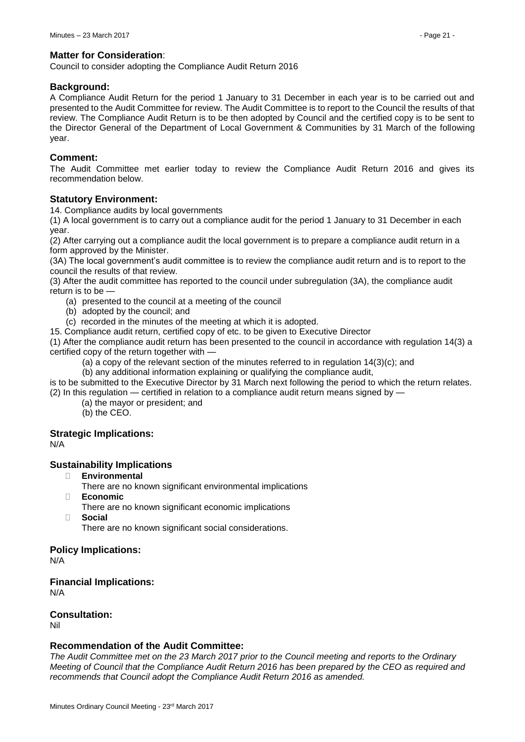### Matter for Consideration:

Council to consider adopting the Compliance Audit Return 2016

### Background:

A Compliance Audit Return for the period 1 January to 31 December in each year is to be carried out and presented to the Audit Committee for review. The Audit Committee is to report to the Council the results of that review. The Compliance Audit Return is to be then adopted by Council and the certified copy is to be sent to the Director General of the Department of Local Government & Communities by 31 March of the following year.

### Comment:

The Audit Committee met earlier today to review the Compliance Audit Return 2016 and gives its recommendation below.

### Statutory Environment:

14. Compliance audits by local governments

(1) A local government is to carry out a compliance audit for the period 1 January to 31 December in each year.

(2) After carrying out a compliance audit the local government is to prepare a compliance audit return in a form approved by the Minister.

(3A) The local government's audit committee is to review the compliance audit return and is to report to the council the results of that review.

(3) After the audit committee has reported to the council under subregulation (3A), the compliance audit return is to be —

- (a) presented to the council at a meeting of the council
- (b) adopted by the council; and
- (c) recorded in the minutes of the meeting at which it is adopted.

15. Compliance audit return, certified copy of etc. to be given to Executive Director

(1) After the compliance audit return has been presented to the council in accordance with regulation 14(3) a certified copy of the return together with —

- (a) a copy of the relevant section of the minutes referred to in regulation 14(3)(c); and
- (b) any additional information explaining or qualifying the compliance audit,

is to be submitted to the Executive Director by 31 March next following the period to which the return relates.

(2) In this regulation — certified in relation to a compliance audit return means signed by —

- (a) the mayor or president; and
- (b) the CEO.

### Strategic Implications:

N/A

### Sustainability Implications

- **Environmental**
  There are no known significant environmental implications
- **Economic**
  There are no known significant economic implications
- **Social**
  There are no known significant social considerations.

### Policy Implications:

N/A

### Financial Implications:

N/A

### Consultation:

Nil

### Recommendation of the Audit Committee:

*The Audit Committee met on the 23 March 2017 prior to the Council meeting and reports to the Ordinary Meeting of Council that the Compliance Audit Return 2016 has been prepared by the CEO as required and recommends that Council adopt the Compliance Audit Return 2016 as amended.*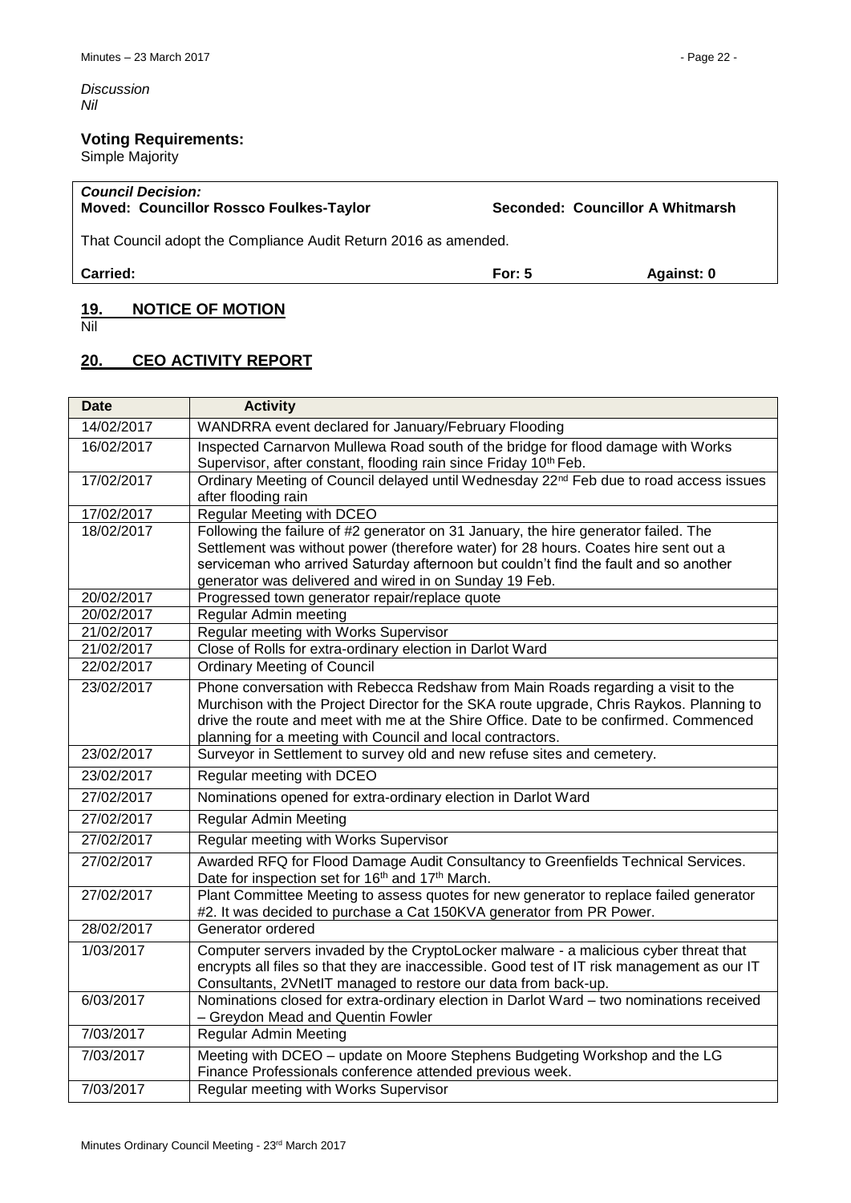*Discussion*
*Nil*

**Voting Requirements:**
Simple Majority

| *Council Decision:* | | |
|---|---|---|
| **Moved: Councillor Rossco Foulkes-Taylor** | **Seconded: Councillor A Whitmarsh** | |
| That Council adopt the Compliance Audit Return 2016 as amended. | | |
| **Carried:** | **For: 5** | **Against: 0** |

## 19. NOTICE OF MOTION

Nil

## 20. CEO ACTIVITY REPORT

| Date | Activity |
|---|---|
| 14/02/2017 | WANDRRA event declared for January/February Flooding |
| 16/02/2017 | Inspected Carnarvon Mullewa Road south of the bridge for flood damage with Works Supervisor, after constant, flooding rain since Friday 10th Feb. |
| 17/02/2017 | Ordinary Meeting of Council delayed until Wednesday 22nd Feb due to road access issues after flooding rain |
| 17/02/2017 | Regular Meeting with DCEO |
| 18/02/2017 | Following the failure of #2 generator on 31 January, the hire generator failed. The Settlement was without power (therefore water) for 28 hours. Coates hire sent out a serviceman who arrived Saturday afternoon but couldn't find the fault and so another generator was delivered and wired in on Sunday 19 Feb. |
| 20/02/2017 | Progressed town generator repair/replace quote |
| 20/02/2017 | Regular Admin meeting |
| 21/02/2017 | Regular meeting with Works Supervisor |
| 21/02/2017 | Close of Rolls for extra-ordinary election in Darlot Ward |
| 22/02/2017 | Ordinary Meeting of Council |
| 23/02/2017 | Phone conversation with Rebecca Redshaw from Main Roads regarding a visit to the Murchison with the Project Director for the SKA route upgrade, Chris Raykos. Planning to drive the route and meet with me at the Shire Office. Date to be confirmed. Commenced planning for a meeting with Council and local contractors. |
| 23/02/2017 | Surveyor in Settlement to survey old and new refuse sites and cemetery. |
| 23/02/2017 | Regular meeting with DCEO |
| 27/02/2017 | Nominations opened for extra-ordinary election in Darlot Ward |
| 27/02/2017 | Regular Admin Meeting |
| 27/02/2017 | Regular meeting with Works Supervisor |
| 27/02/2017 | Awarded RFQ for Flood Damage Audit Consultancy to Greenfields Technical Services. Date for inspection set for 16th and 17th March. |
| 27/02/2017 | Plant Committee Meeting to assess quotes for new generator to replace failed generator #2. It was decided to purchase a Cat 150KVA generator from PR Power. |
| 28/02/2017 | Generator ordered |
| 1/03/2017 | Computer servers invaded by the CryptoLocker malware - a malicious cyber threat that encrypts all files so that they are inaccessible. Good test of IT risk management as our IT Consultants, 2VNetIT managed to restore our data from back-up. |
| 6/03/2017 | Nominations closed for extra-ordinary election in Darlot Ward – two nominations received – Greydon Mead and Quentin Fowler |
| 7/03/2017 | Regular Admin Meeting |
| 7/03/2017 | Meeting with DCEO – update on Moore Stephens Budgeting Workshop and the LG Finance Professionals conference attended previous week. |
| 7/03/2017 | Regular meeting with Works Supervisor |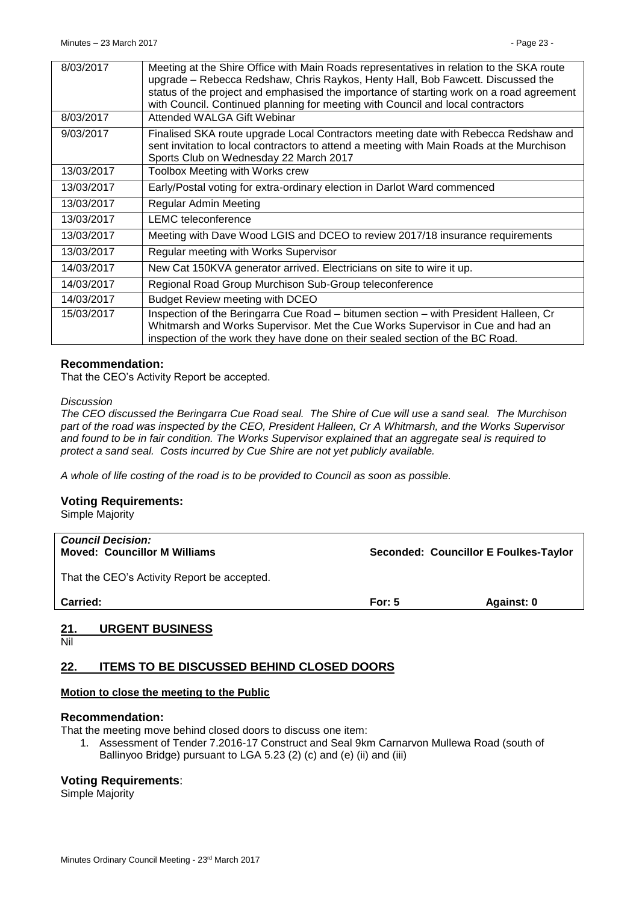| | |
|---|---|
| 8/03/2017 | Meeting at the Shire Office with Main Roads representatives in relation to the SKA route upgrade – Rebecca Redshaw, Chris Raykos, Henty Hall, Bob Fawcett. Discussed the status of the project and emphasised the importance of starting work on a road agreement with Council. Continued planning for meeting with Council and local contractors |
| 8/03/2017 | Attended WALGA Gift Webinar |
| 9/03/2017 | Finalised SKA route upgrade Local Contractors meeting date with Rebecca Redshaw and sent invitation to local contractors to attend a meeting with Main Roads at the Murchison Sports Club on Wednesday 22 March 2017 |
| 13/03/2017 | Toolbox Meeting with Works crew |
| 13/03/2017 | Early/Postal voting for extra-ordinary election in Darlot Ward commenced |
| 13/03/2017 | Regular Admin Meeting |
| 13/03/2017 | LEMC teleconference |
| 13/03/2017 | Meeting with Dave Wood LGIS and DCEO to review 2017/18 insurance requirements |
| 13/03/2017 | Regular meeting with Works Supervisor |
| 14/03/2017 | New Cat 150KVA generator arrived. Electricians on site to wire it up. |
| 14/03/2017 | Regional Road Group Murchison Sub-Group teleconference |
| 14/03/2017 | Budget Review meeting with DCEO |
| 15/03/2017 | Inspection of the Beringarra Cue Road – bitumen section – with President Halleen, Cr Whitmarsh and Works Supervisor. Met the Cue Works Supervisor in Cue and had an inspection of the work they have done on their sealed section of the BC Road. |

### Recommendation:

That the CEO's Activity Report be accepted.

*Discussion*

*The CEO discussed the Beringarra Cue Road seal. The Shire of Cue will use a sand seal. The Murchison part of the road was inspected by the CEO, President Halleen, Cr A Whitmarsh, and the Works Supervisor and found to be in fair condition. The Works Supervisor explained that an aggregate seal is required to protect a sand seal. Costs incurred by Cue Shire are not yet publicly available.*

*A whole of life costing of the road is to be provided to Council as soon as possible.*

### Voting Requirements:

Simple Majority

| | | |
|---|---|---|
| ***Council Decision:*** **Moved: Councillor M Williams** | **Seconded: Councillor E Foulkes-Taylor** | |
| That the CEO's Activity Report be accepted. | | |
| **Carried:** | **For: 5** | **Against: 0** |

## 21. URGENT BUSINESS

Nil

## 22. ITEMS TO BE DISCUSSED BEHIND CLOSED DOORS

**Motion to close the meeting to the Public**

### Recommendation:

That the meeting move behind closed doors to discuss one item:

1. Assessment of Tender 7.2016-17 Construct and Seal 9km Carnarvon Mullewa Road (south of Ballinyoo Bridge) pursuant to LGA 5.23 (2) (c) and (e) (ii) and (iii)

### Voting Requirements:

Simple Majority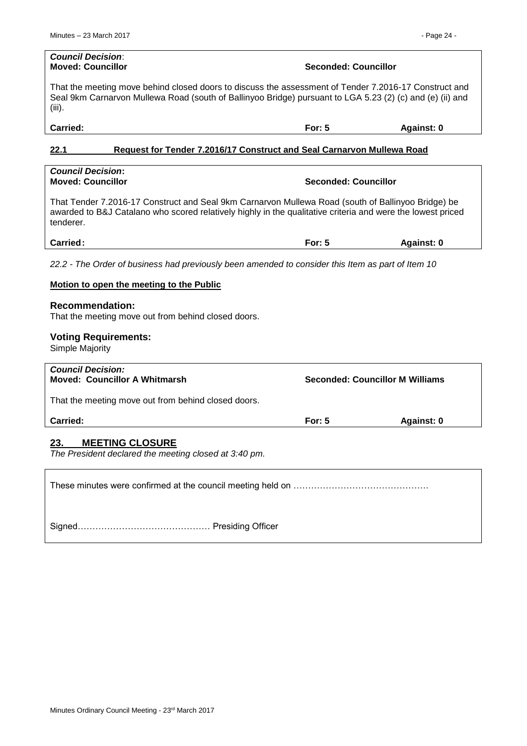***Council Decision***:
**Moved: Councillor** **Seconded: Councillor**

That the meeting move behind closed doors to discuss the assessment of Tender 7.2016-17 Construct and Seal 9km Carnarvon Mullewa Road (south of Ballinyoo Bridge) pursuant to LGA 5.23 (2) (c) and (e) (ii) and (iii).

**Carried:** **For: 5** **Against: 0**

## 22.1 Request for Tender 7.2016/17 Construct and Seal Carnarvon Mullewa Road

***Council Decision*:**
**Moved: Councillor** **Seconded: Councillor**

That Tender 7.2016-17 Construct and Seal 9km Carnarvon Mullewa Road (south of Ballinyoo Bridge) be awarded to B&J Catalano who scored relatively highly in the qualitative criteria and were the lowest priced tenderer.

**Carried:** **For: 5** **Against: 0**

*22.2 - The Order of business had previously been amended to consider this Item as part of Item 10*

**Motion to open the meeting to the Public**

### Recommendation:

That the meeting move out from behind closed doors.

### Voting Requirements:

Simple Majority

***Council Decision:***
**Moved: Councillor A Whitmarsh** **Seconded: Councillor M Williams**

That the meeting move out from behind closed doors.

**Carried:** **For: 5** **Against: 0**

## 23. MEETING CLOSURE

*The President declared the meeting closed at 3:40 pm.*

These minutes were confirmed at the council meeting held on ………………………………………

Signed……………………………………… Presiding Officer